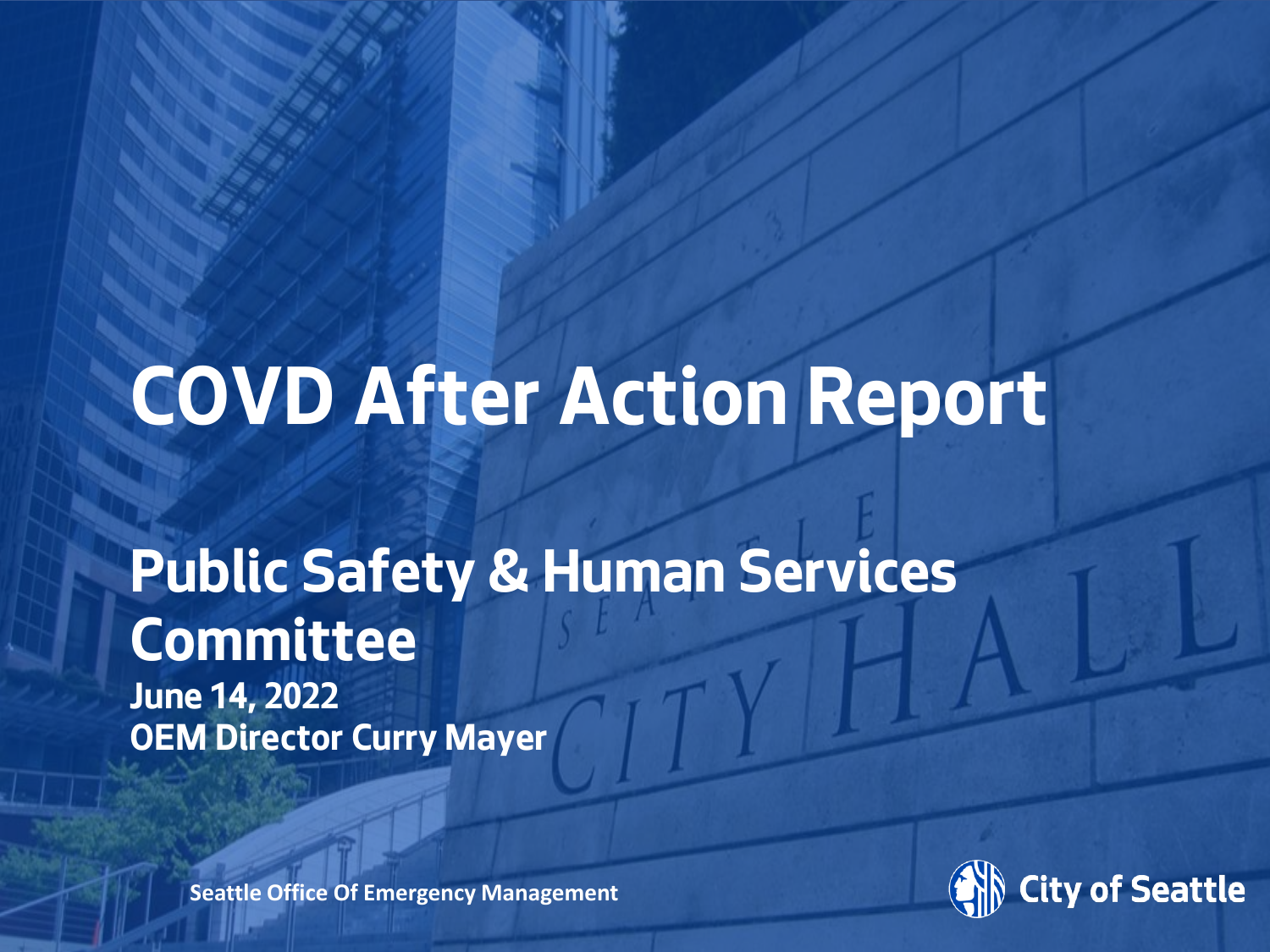# COVD After Action Report

## Public Safety & Human Services Committee

**June 14, 2022**
**OEM Director Curry Mayer**

Seattle Office Of Emergency Management

City of Seattle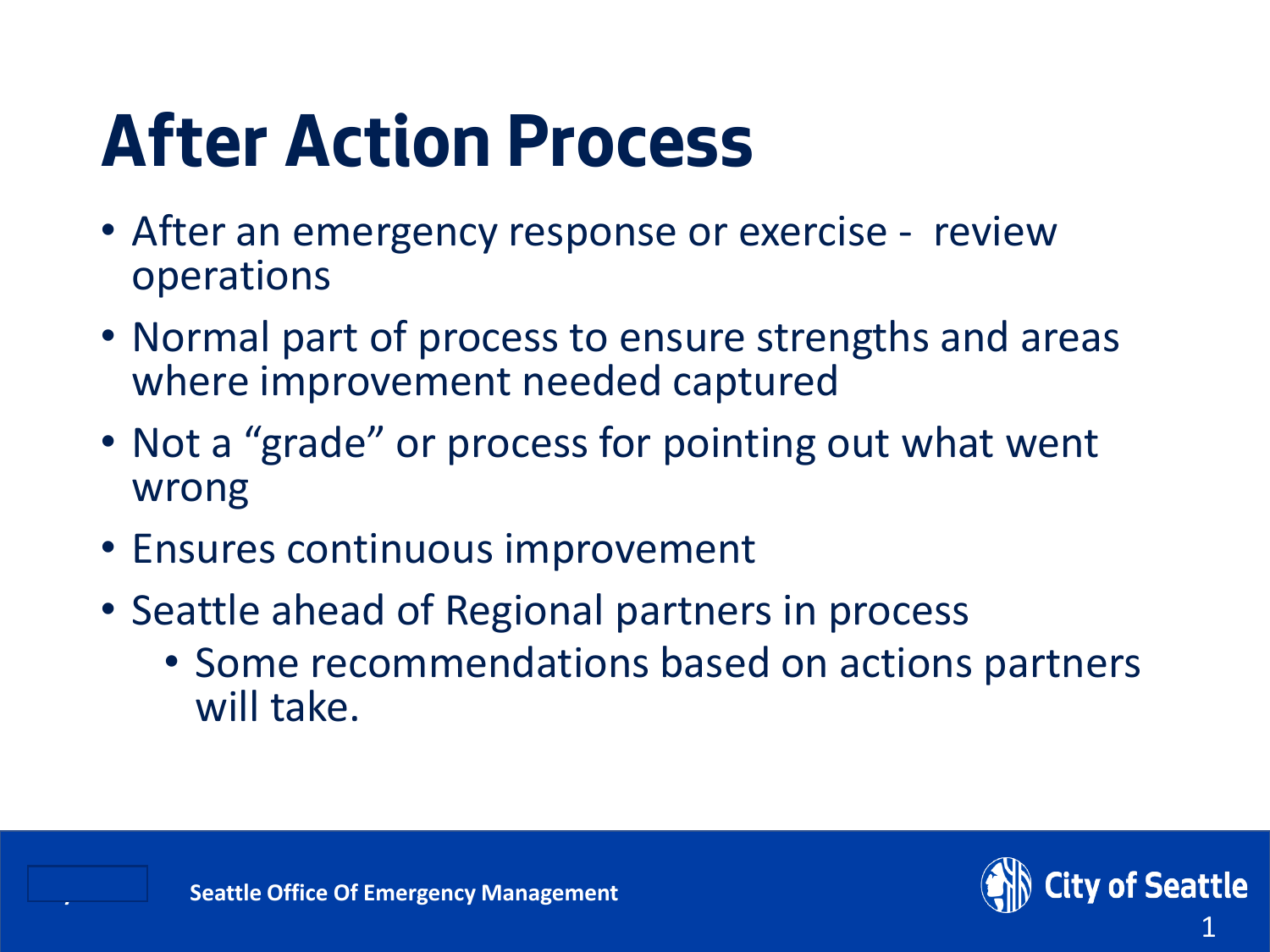# After Action Process

- After an emergency response or exercise - review operations
- Normal part of process to ensure strengths and areas where improvement needed captured
- Not a “grade” or process for pointing out what went wrong
- Ensures continuous improvement
- Seattle ahead of Regional partners in process
  - Some recommendations based on actions partners will take.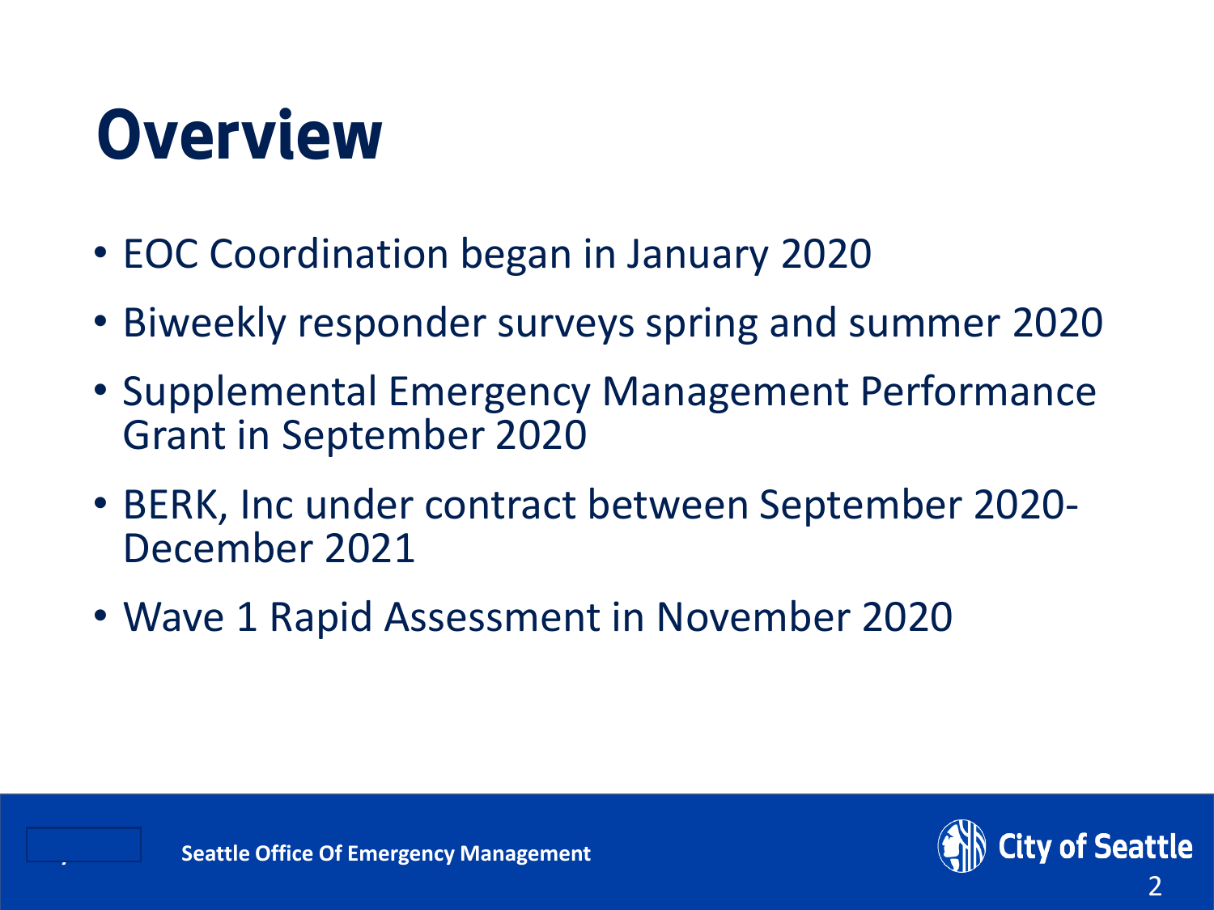# Overview

- EOC Coordination began in January 2020
- Biweekly responder surveys spring and summer 2020
- Supplemental Emergency Management Performance Grant in September 2020
- BERK, Inc under contract between September 2020-December 2021
- Wave 1 Rapid Assessment in November 2020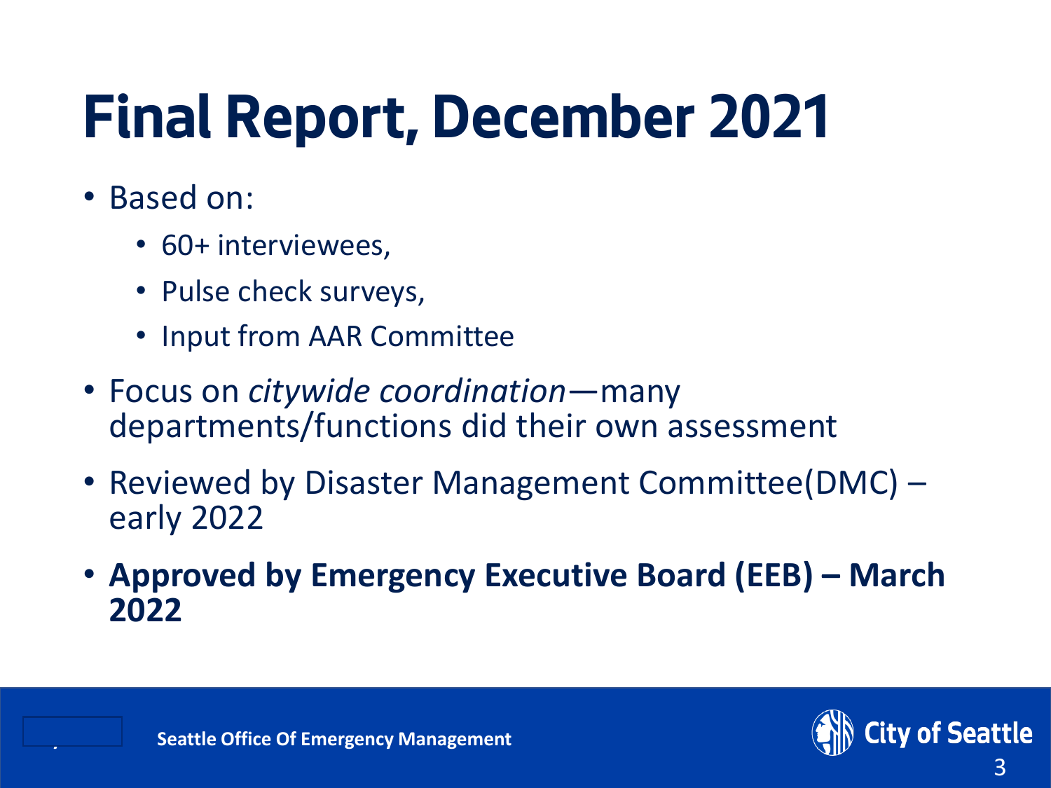# Final Report, December 2021

- Based on:
  - 60+ interviewees,
  - Pulse check surveys,
  - Input from AAR Committee
- Focus on *citywide coordination*—many departments/functions did their own assessment
- Reviewed by Disaster Management Committee(DMC) – early 2022
- **Approved by Emergency Executive Board (EEB) – March 2022**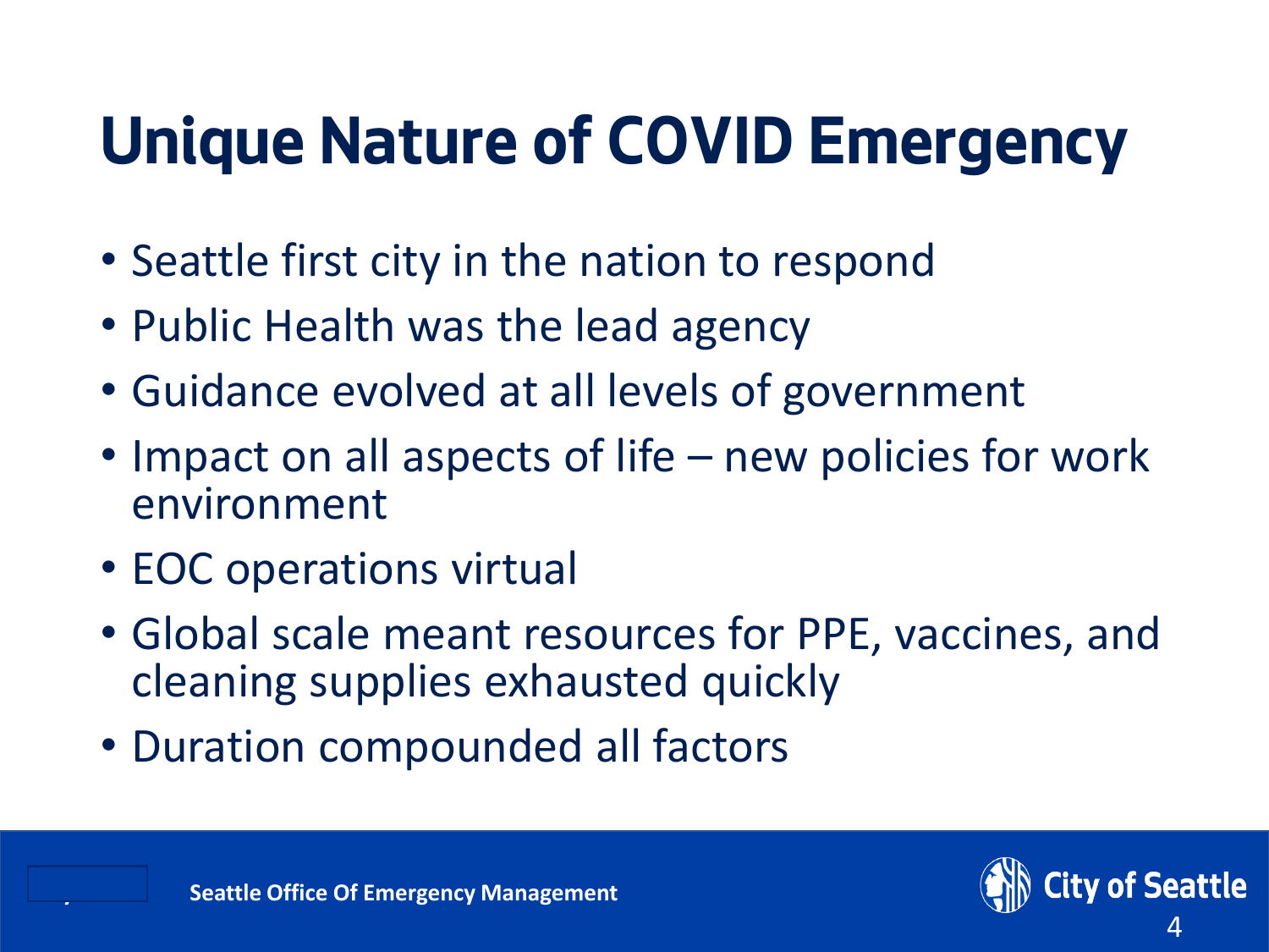# Unique Nature of COVID Emergency

- Seattle first city in the nation to respond
- Public Health was the lead agency
- Guidance evolved at all levels of government
- Impact on all aspects of life – new policies for work environment
- EOC operations virtual
- Global scale meant resources for PPE, vaccines, and cleaning supplies exhausted quickly
- Duration compounded all factors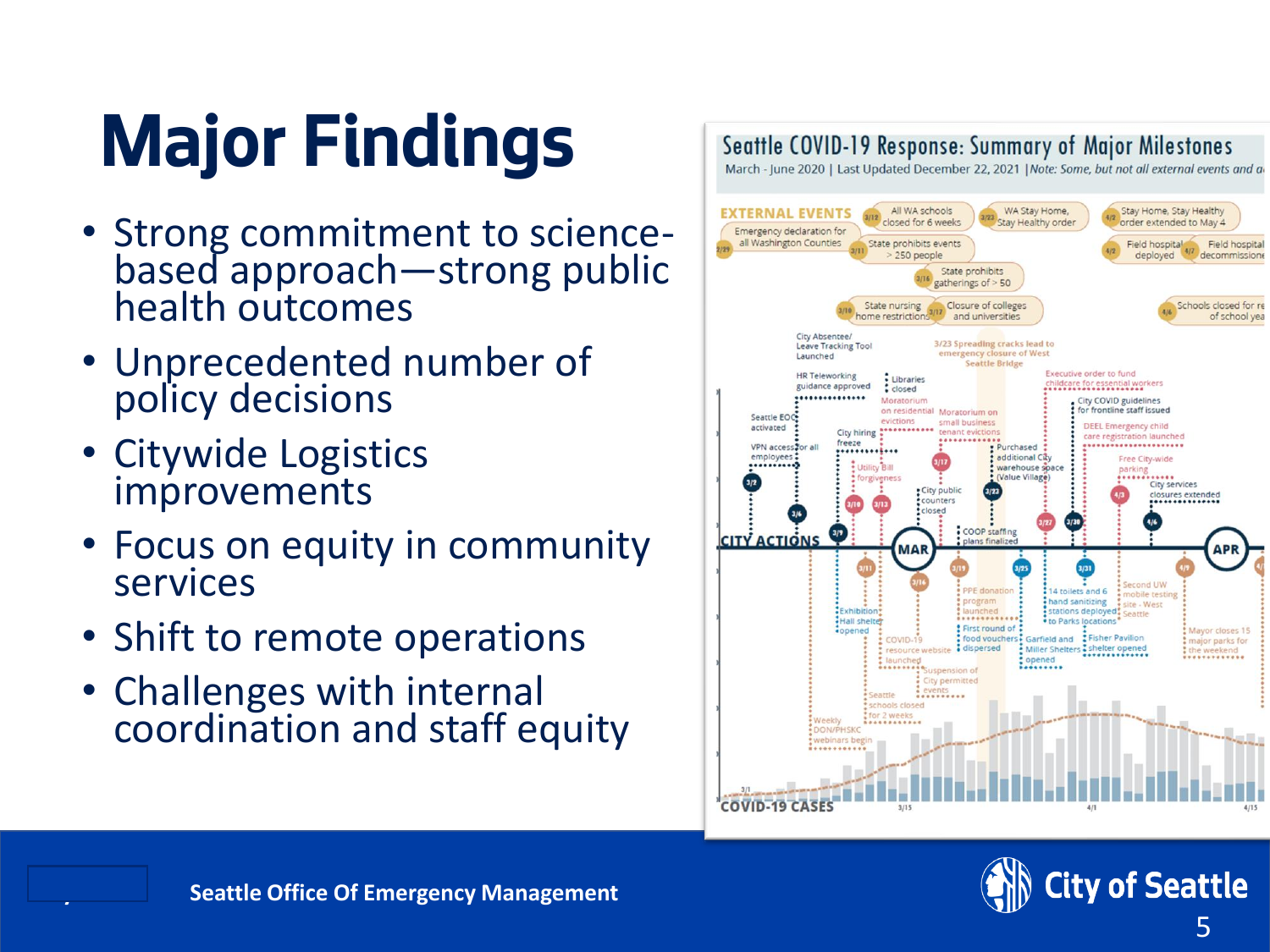# Major Findings

- Strong commitment to science-based approach—strong public health outcomes
- Unprecedented number of policy decisions
- Citywide Logistics improvements
- Focus on equity in community services
- Shift to remote operations
- Challenges with internal coordination and staff equity

Seattle COVID-19 Response: Summary of Major Milestones

March - June 2020 | Last Updated December 22, 2021 | *Note: Some, but not all external events and a*

Seattle Office Of Emergency Management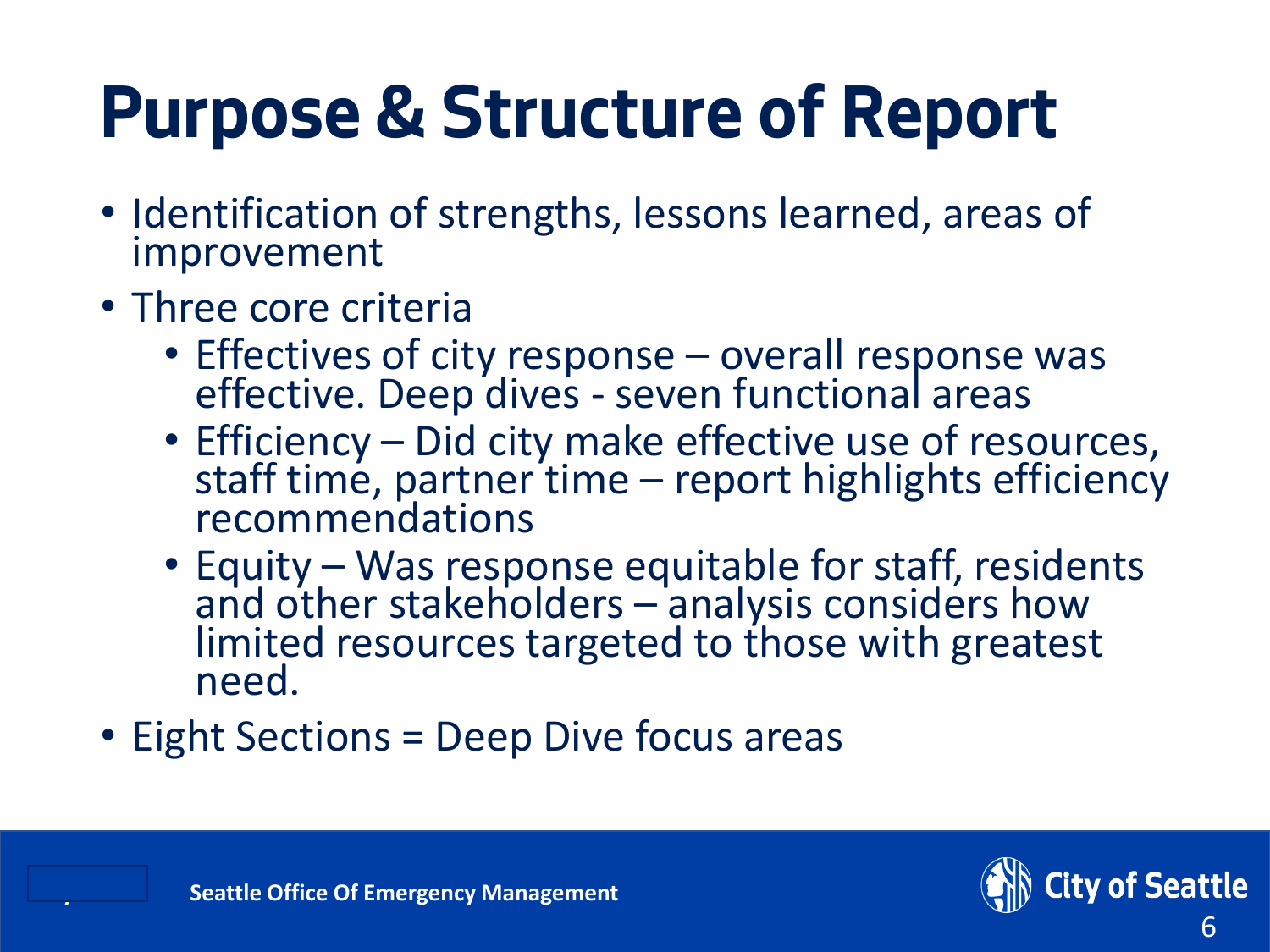# Purpose & Structure of Report

- Identification of strengths, lessons learned, areas of improvement
- Three core criteria
  - Effectives of city response – overall response was effective. Deep dives - seven functional areas
  - Efficiency – Did city make effective use of resources, staff time, partner time – report highlights efficiency recommendations
  - Equity – Was response equitable for staff, residents and other stakeholders – analysis considers how limited resources targeted to those with greatest need.
- Eight Sections = Deep Dive focus areas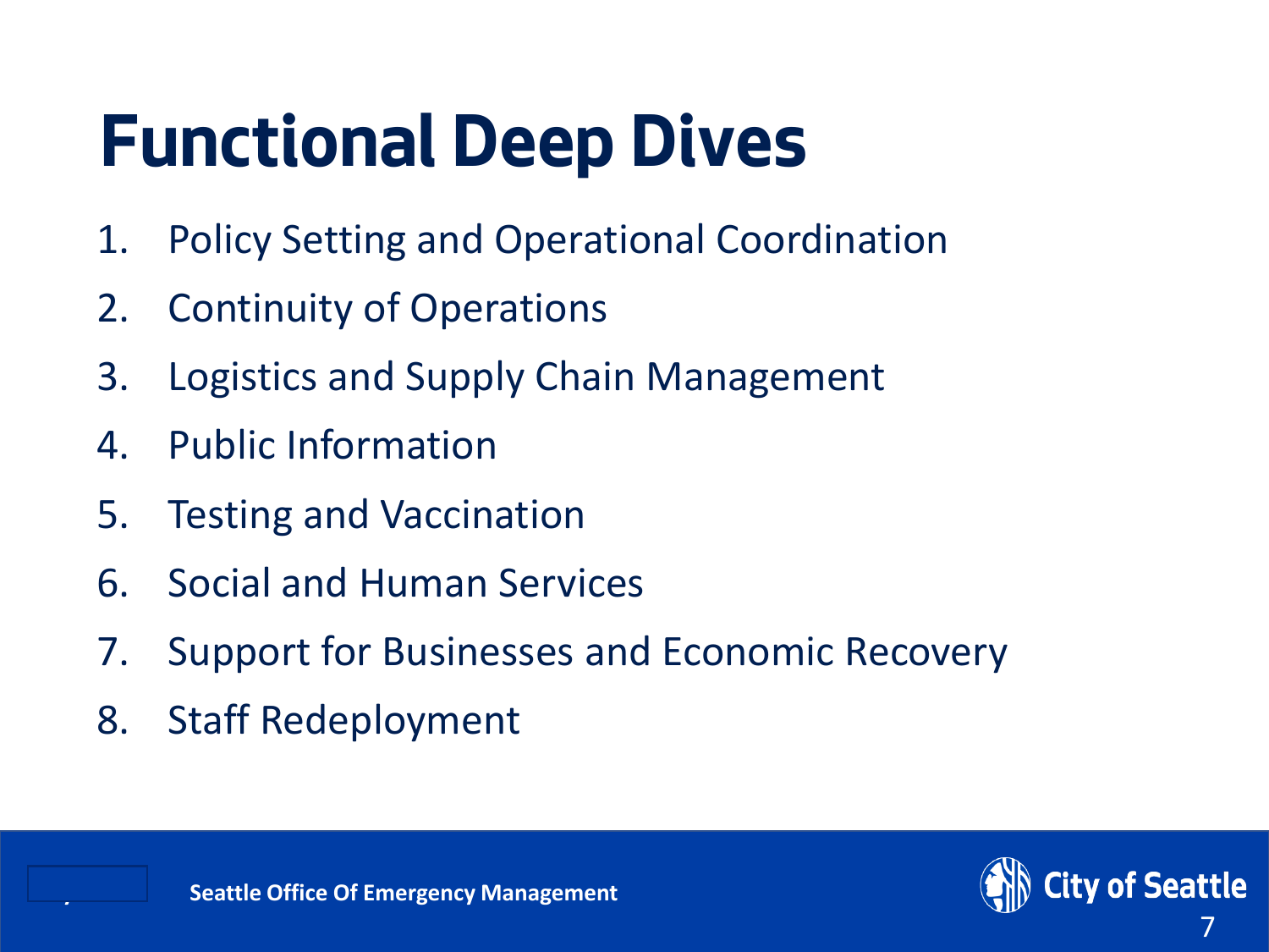# Functional Deep Dives

1. Policy Setting and Operational Coordination
2. Continuity of Operations
3. Logistics and Supply Chain Management
4. Public Information
5. Testing and Vaccination
6. Social and Human Services
7. Support for Businesses and Economic Recovery
8. Staff Redeployment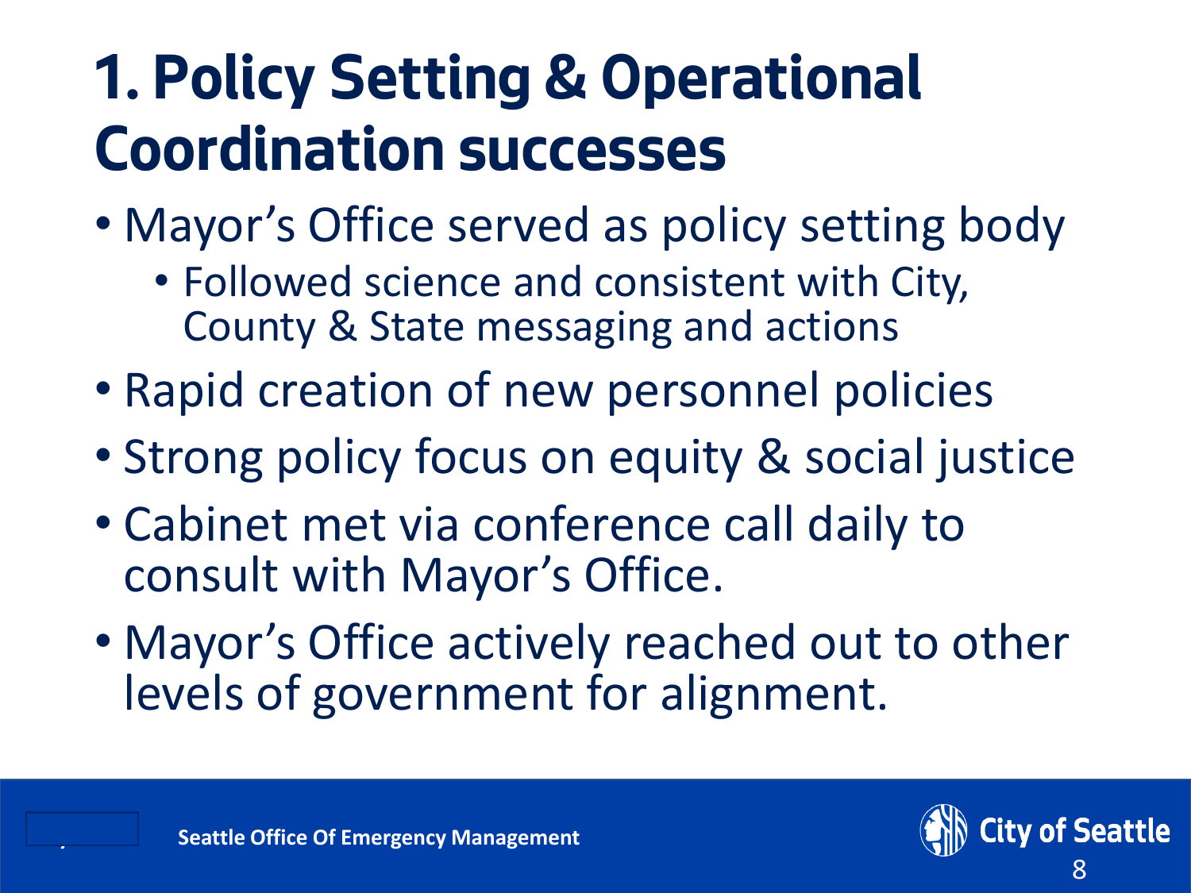# 1. Policy Setting & Operational Coordination successes

- Mayor's Office served as policy setting body
  - Followed science and consistent with City, County & State messaging and actions
- Rapid creation of new personnel policies
- Strong policy focus on equity & social justice
- Cabinet met via conference call daily to consult with Mayor's Office.
- Mayor's Office actively reached out to other levels of government for alignment.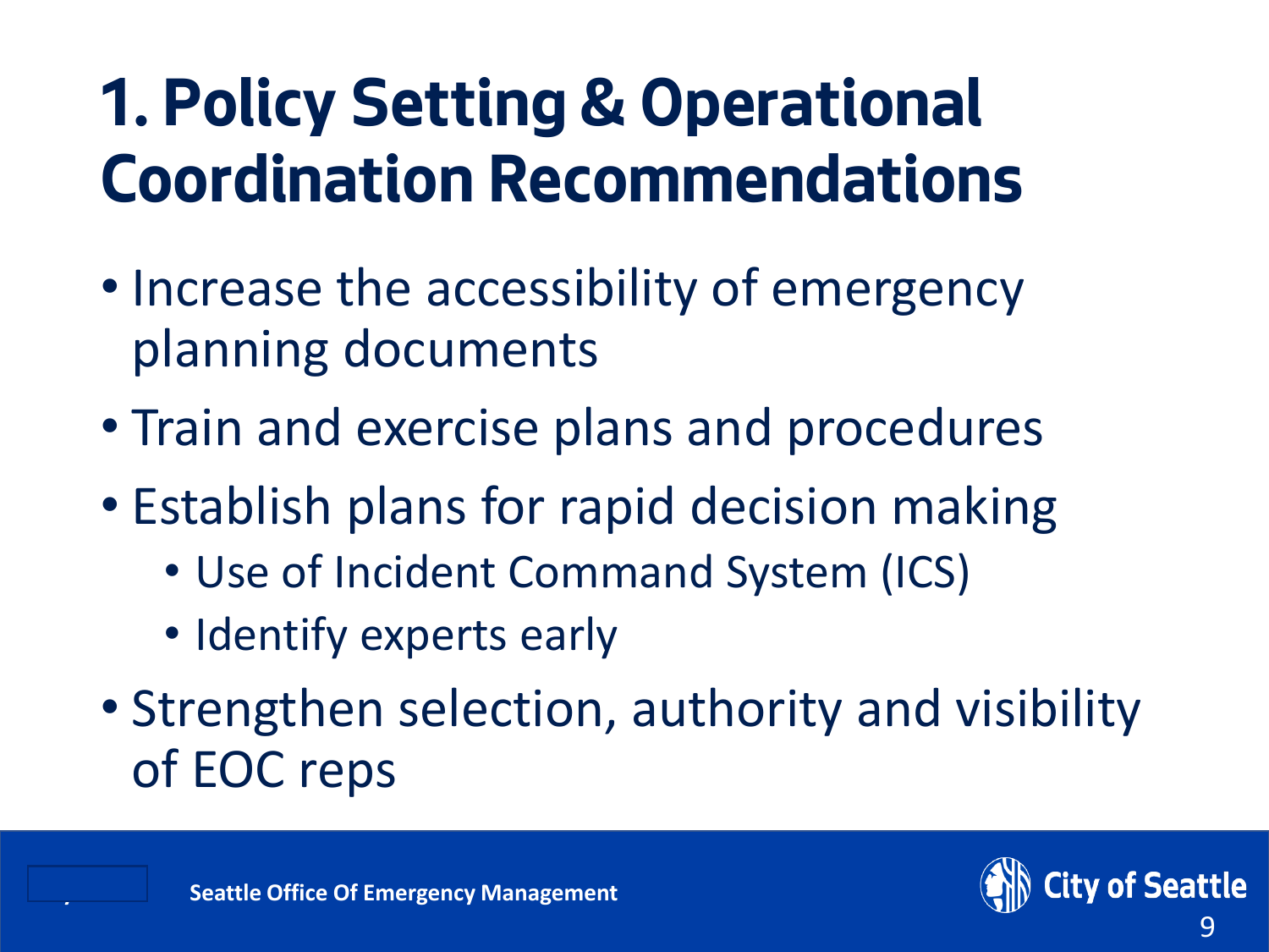# 1. Policy Setting & Operational Coordination Recommendations

- Increase the accessibility of emergency planning documents
- Train and exercise plans and procedures
- Establish plans for rapid decision making
  - Use of Incident Command System (ICS)
  - Identify experts early
- Strengthen selection, authority and visibility of EOC reps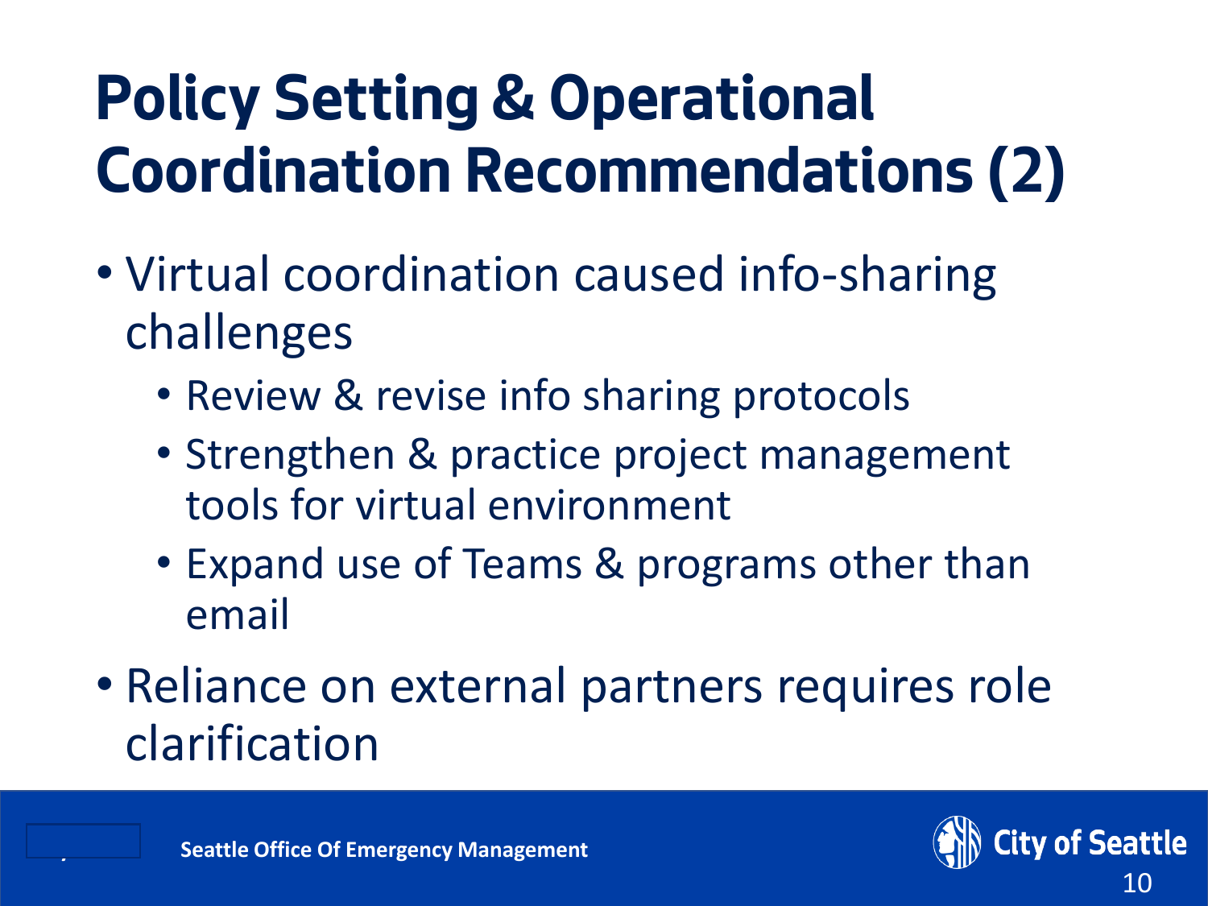# Policy Setting & Operational Coordination Recommendations (2)

- Virtual coordination caused info-sharing challenges
  - Review & revise info sharing protocols
  - Strengthen & practice project management tools for virtual environment
  - Expand use of Teams & programs other than email
- Reliance on external partners requires role clarification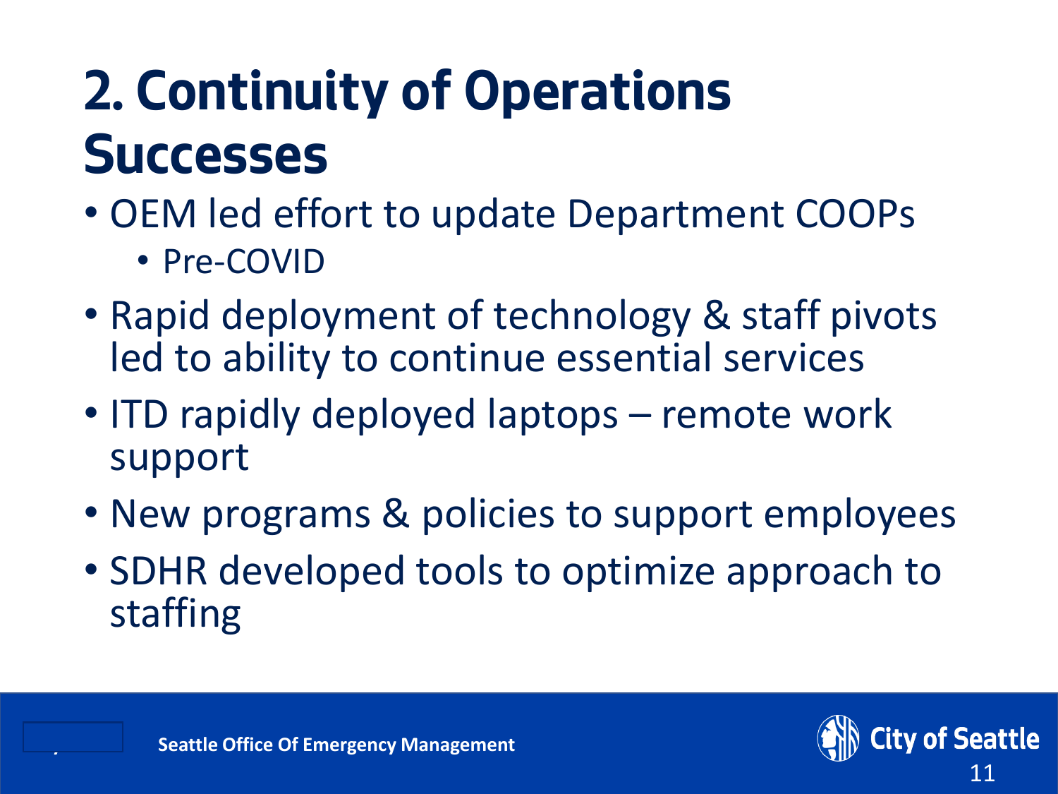# 2. Continuity of Operations Successes

- OEM led effort to update Department COOPs
  - Pre-COVID
- Rapid deployment of technology & staff pivots led to ability to continue essential services
- ITD rapidly deployed laptops – remote work support
- New programs & policies to support employees
- SDHR developed tools to optimize approach to staffing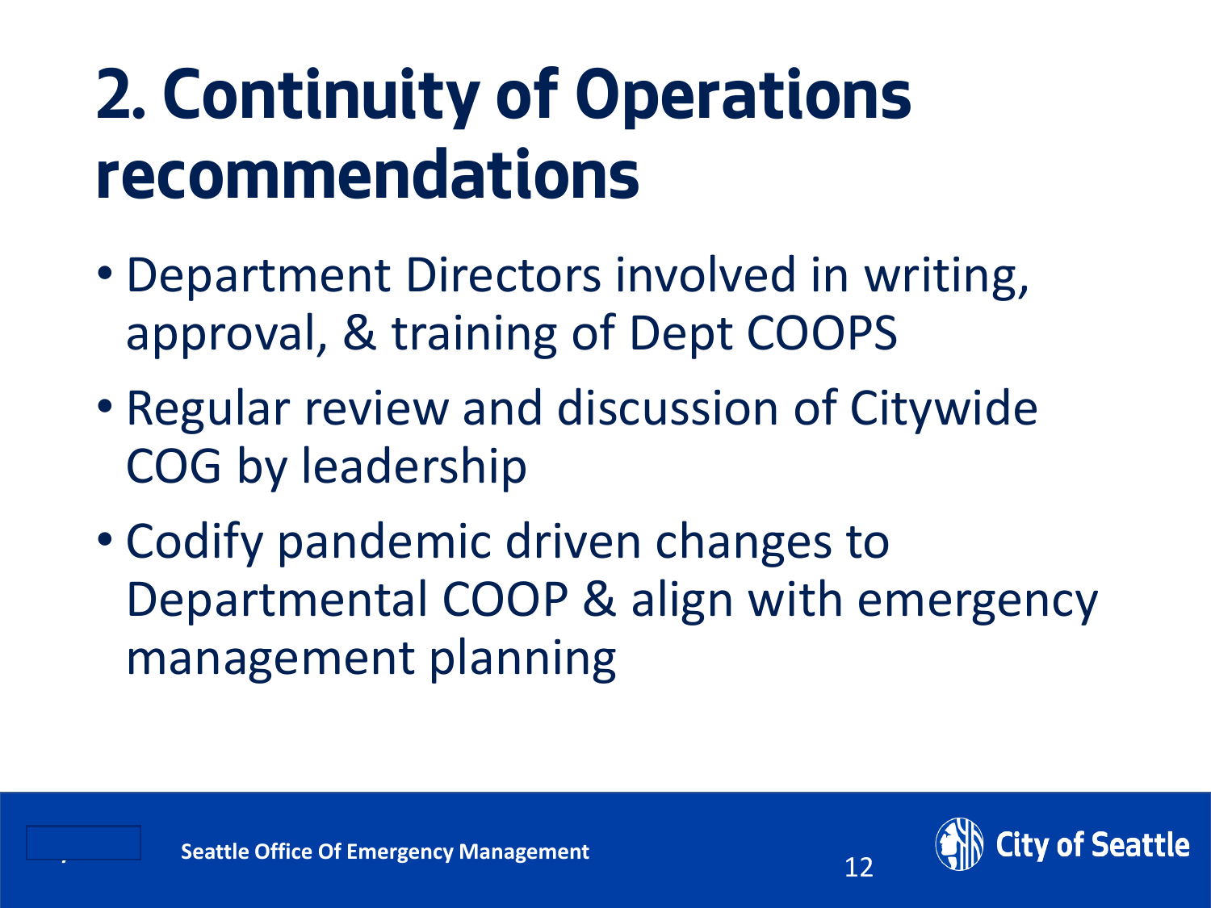# 2. Continuity of Operations recommendations

- Department Directors involved in writing, approval, & training of Dept COOPS
- Regular review and discussion of Citywide COG by leadership
- Codify pandemic driven changes to Departmental COOP & align with emergency management planning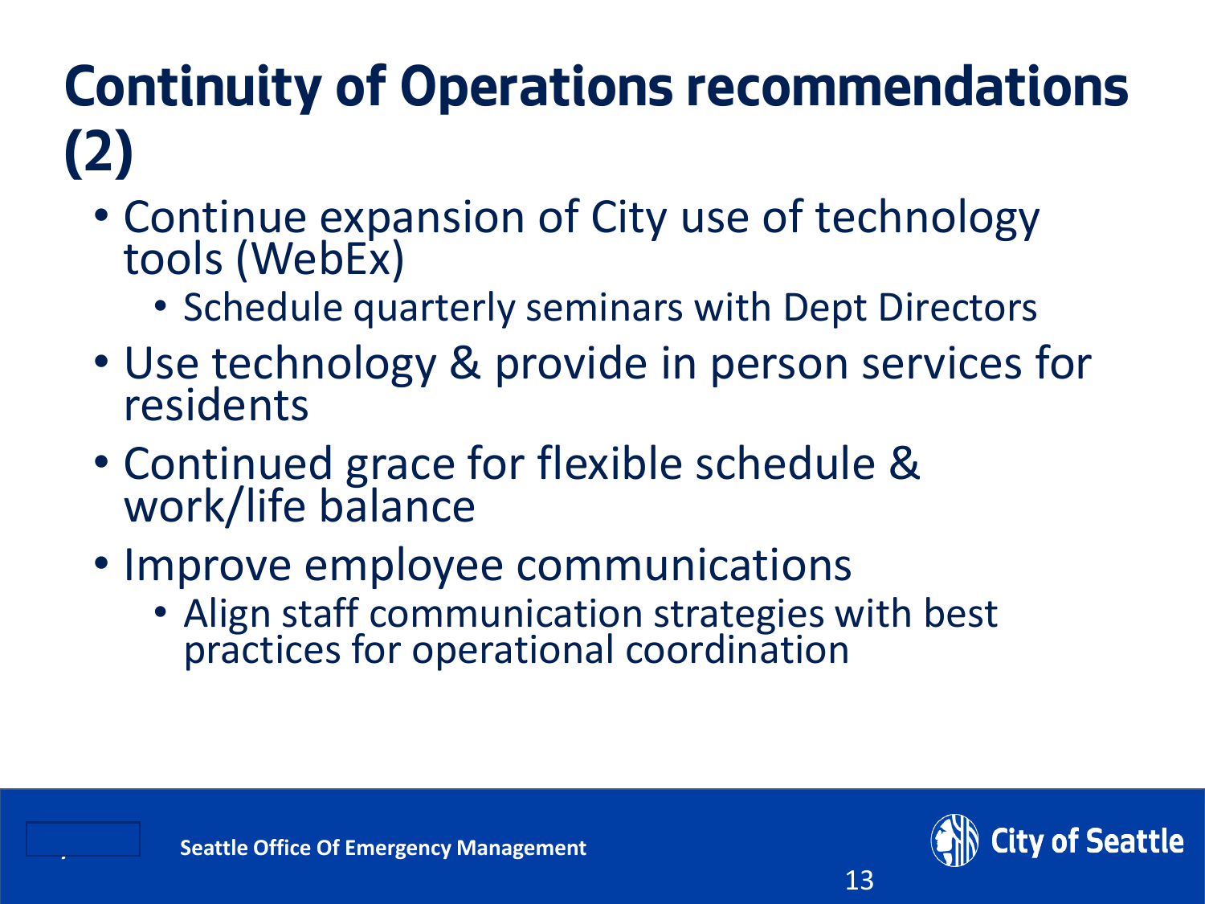# Continuity of Operations recommendations (2)

- Continue expansion of City use of technology tools (WebEx)
  - Schedule quarterly seminars with Dept Directors
- Use technology & provide in person services for residents
- Continued grace for flexible schedule & work/life balance
- Improve employee communications
  - Align staff communication strategies with best practices for operational coordination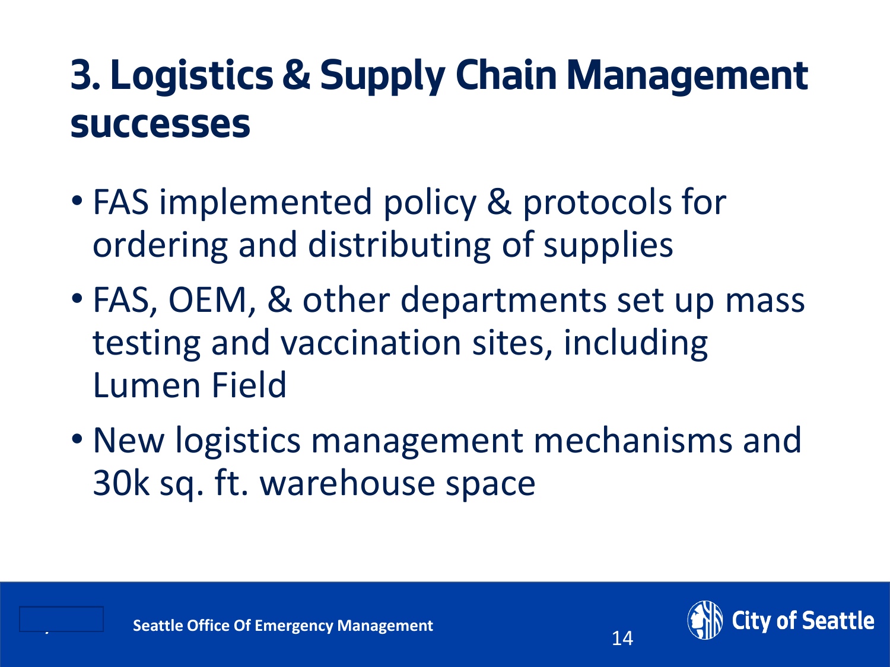# 3. Logistics & Supply Chain Management successes

- FAS implemented policy & protocols for ordering and distributing of supplies
- FAS, OEM, & other departments set up mass testing and vaccination sites, including Lumen Field
- New logistics management mechanisms and 30k sq. ft. warehouse space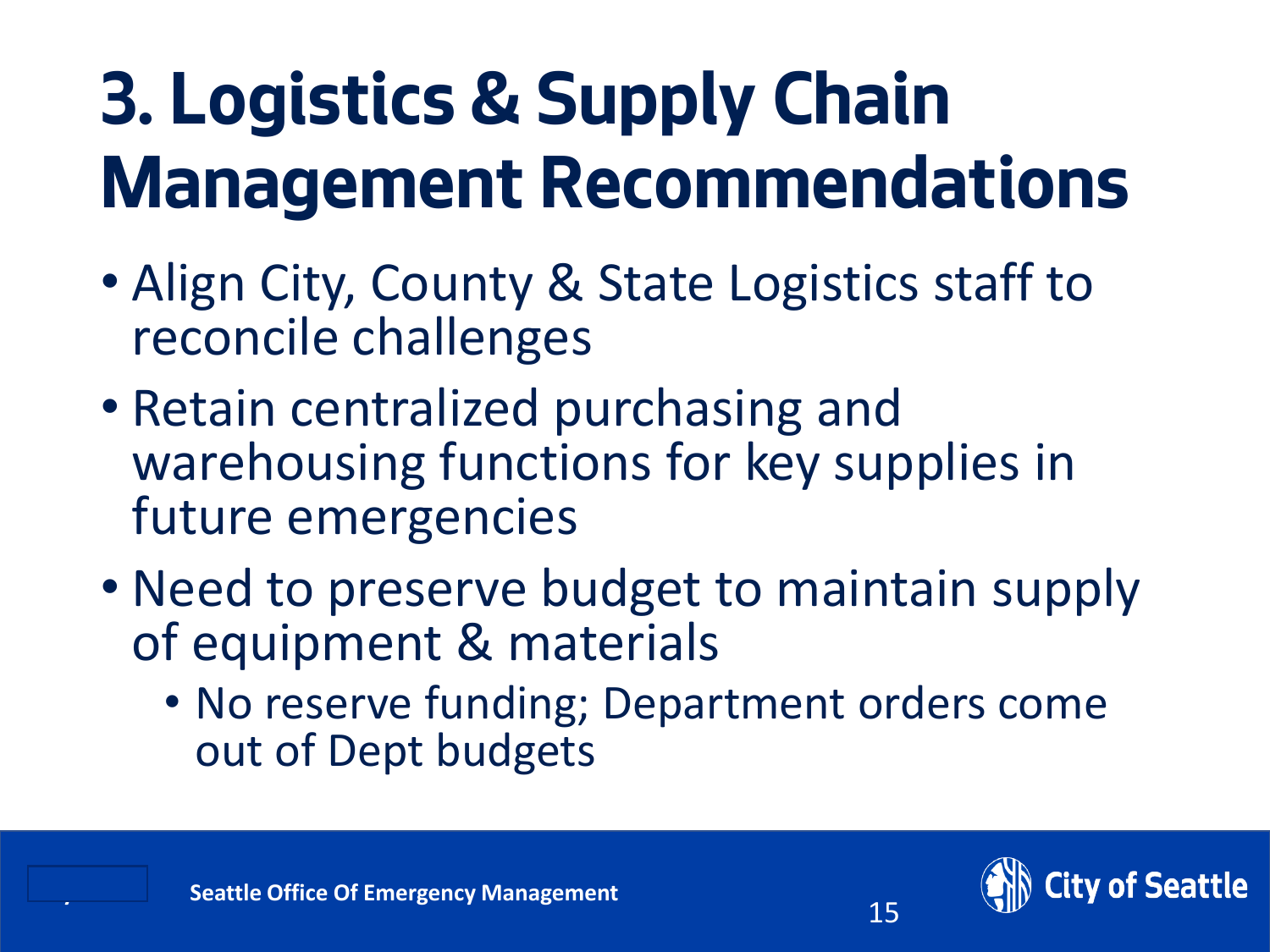# 3. Logistics & Supply Chain Management Recommendations

- Align City, County & State Logistics staff to reconcile challenges
- Retain centralized purchasing and warehousing functions for key supplies in future emergencies
- Need to preserve budget to maintain supply of equipment & materials
  - No reserve funding; Department orders come out of Dept budgets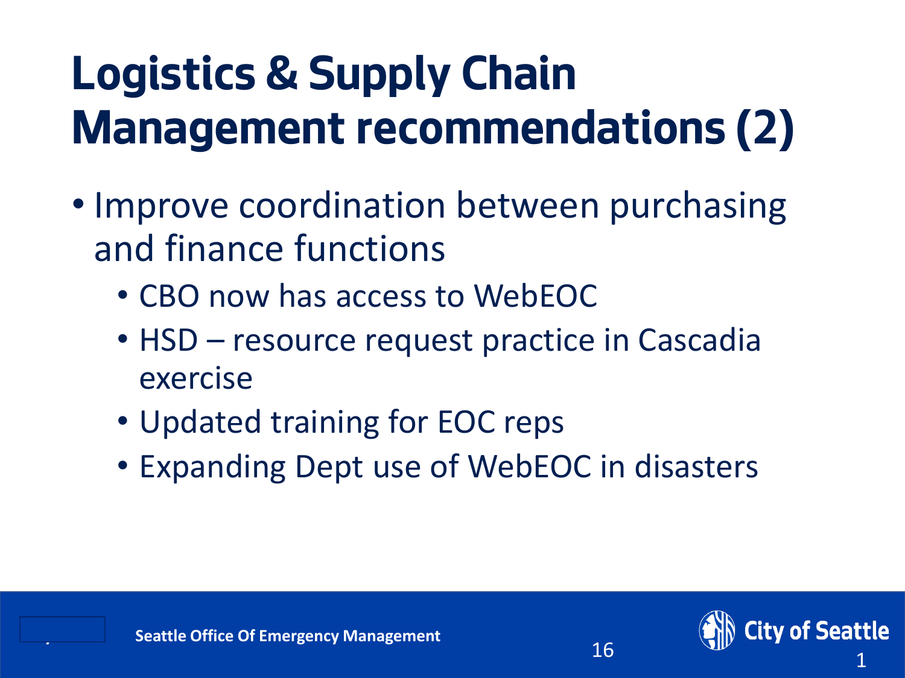# Logistics & Supply Chain Management recommendations (2)

- Improve coordination between purchasing and finance functions
  - CBO now has access to WebEOC
  - HSD – resource request practice in Cascadia exercise
  - Updated training for EOC reps
  - Expanding Dept use of WebEOC in disasters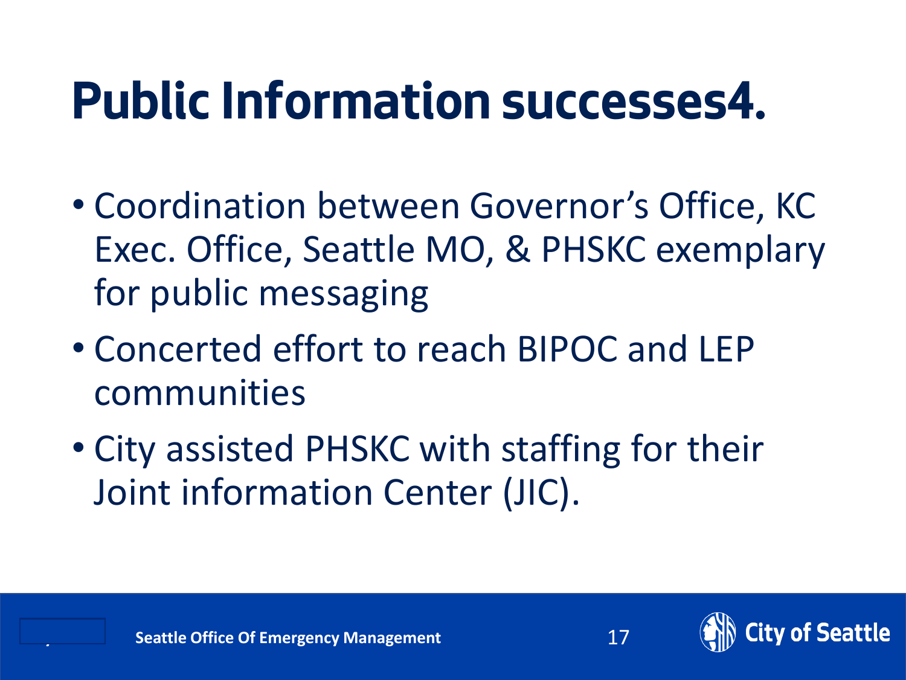# Public Information successes4.

- Coordination between Governor's Office, KC Exec. Office, Seattle MO, & PHSKC exemplary for public messaging
- Concerted effort to reach BIPOC and LEP communities
- City assisted PHSKC with staffing for their Joint information Center (JIC).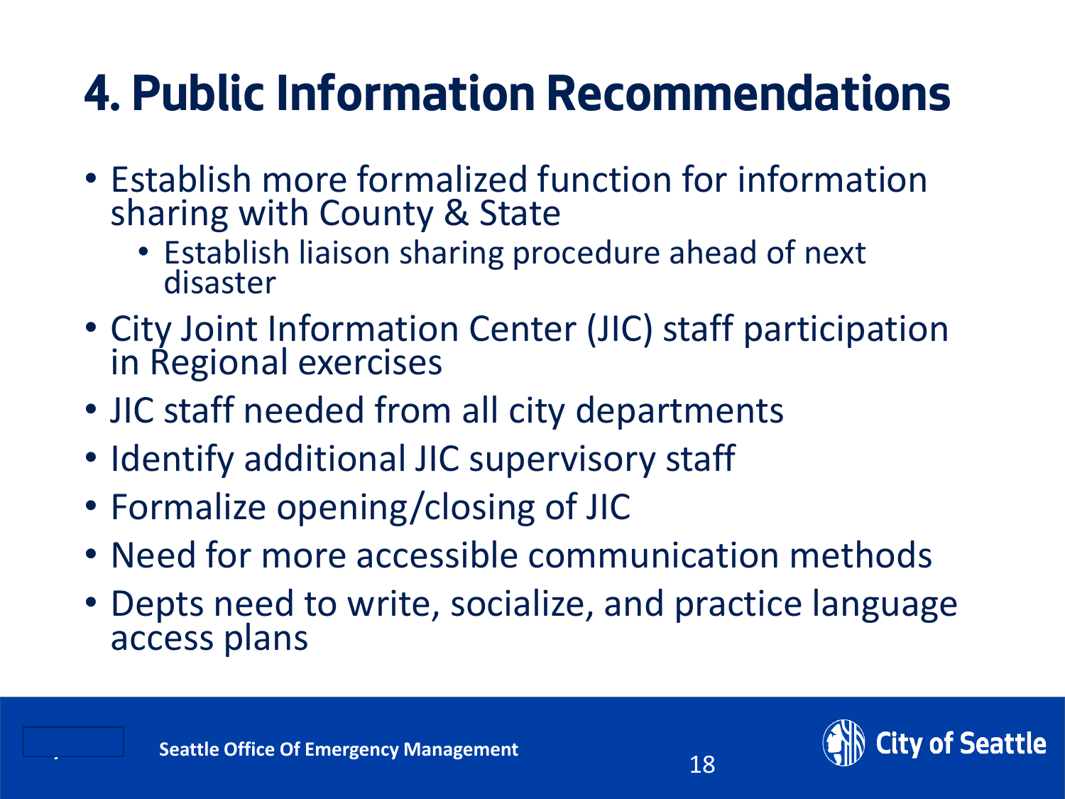# 4. Public Information Recommendations

- Establish more formalized function for information sharing with County & State
  - Establish liaison sharing procedure ahead of next disaster
- City Joint Information Center (JIC) staff participation in Regional exercises
- JIC staff needed from all city departments
- Identify additional JIC supervisory staff
- Formalize opening/closing of JIC
- Need for more accessible communication methods
- Depts need to write, socialize, and practice language access plans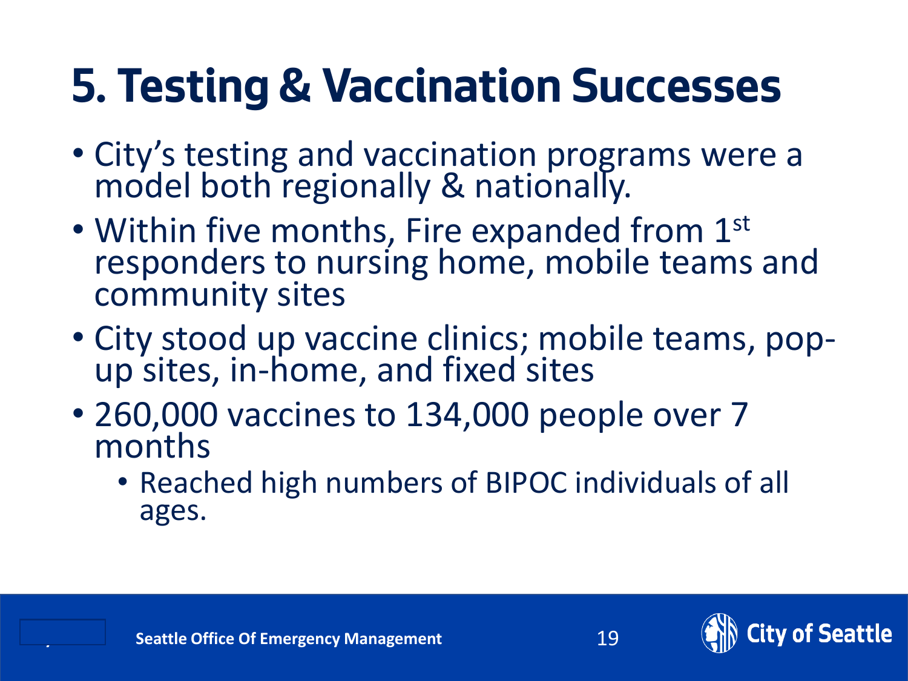# 5. Testing & Vaccination Successes

- City's testing and vaccination programs were a model both regionally & nationally.
- Within five months, Fire expanded from 1st responders to nursing home, mobile teams and community sites
- City stood up vaccine clinics; mobile teams, pop-up sites, in-home, and fixed sites
- 260,000 vaccines to 134,000 people over 7 months
  - Reached high numbers of BIPOC individuals of all ages.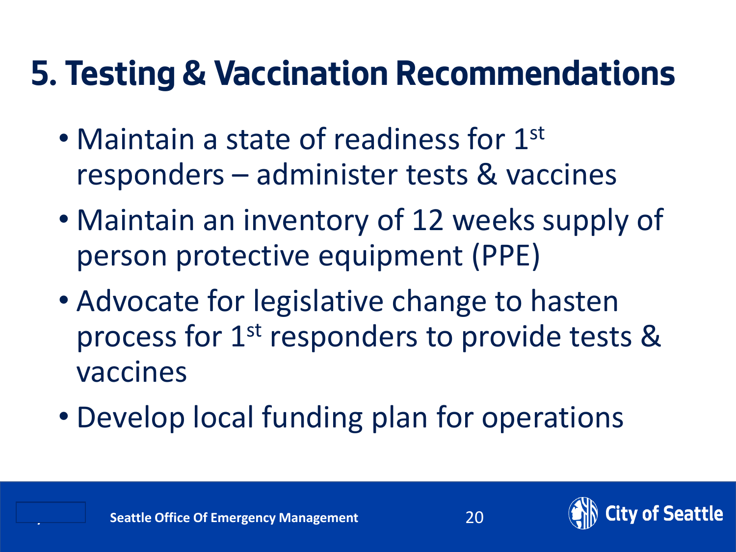# 5. Testing & Vaccination Recommendations

- Maintain a state of readiness for 1st responders – administer tests & vaccines
- Maintain an inventory of 12 weeks supply of person protective equipment (PPE)
- Advocate for legislative change to hasten process for 1st responders to provide tests & vaccines
- Develop local funding plan for operations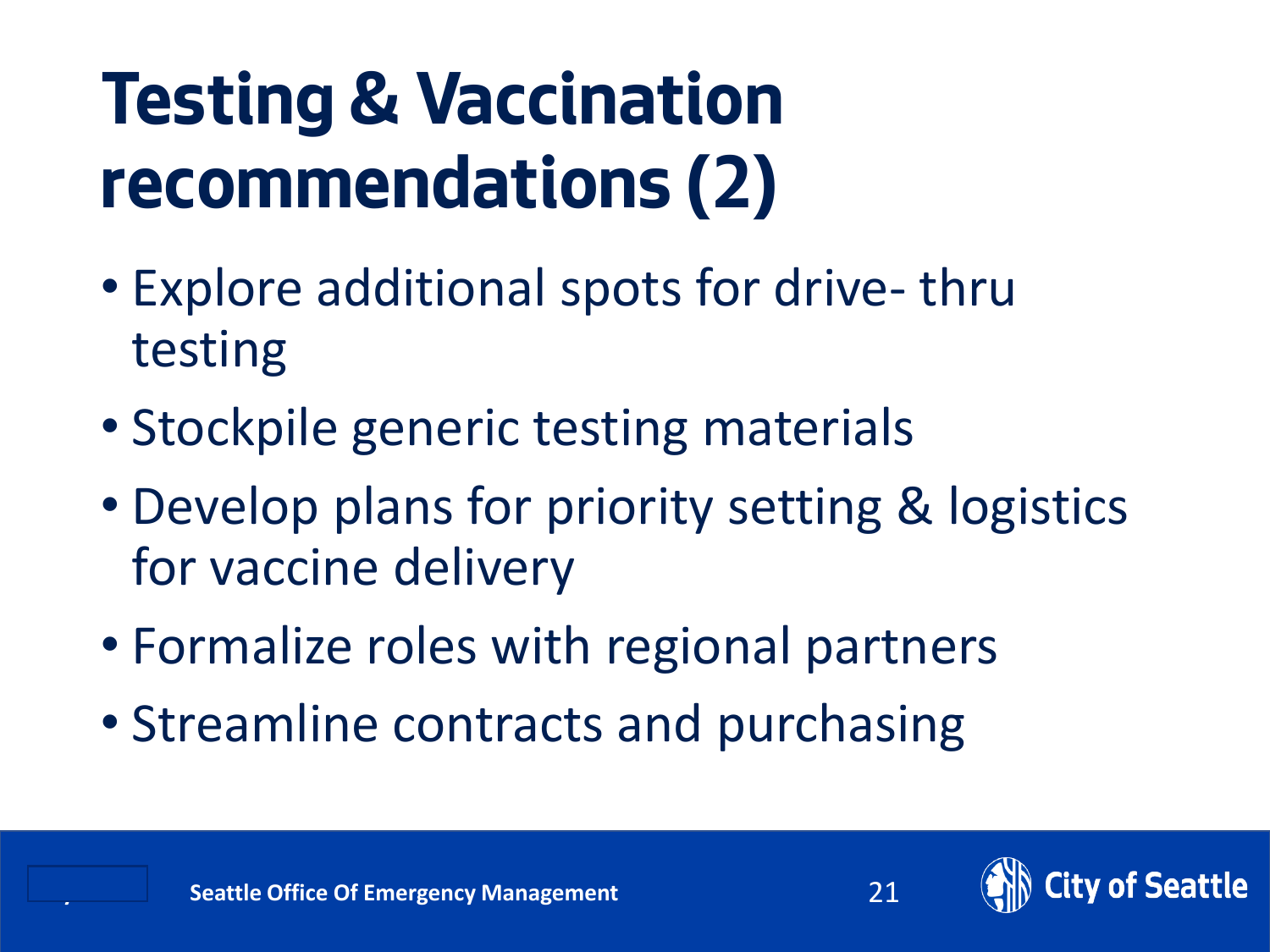# Testing & Vaccination recommendations (2)

- Explore additional spots for drive- thru testing
- Stockpile generic testing materials
- Develop plans for priority setting & logistics for vaccine delivery
- Formalize roles with regional partners
- Streamline contracts and purchasing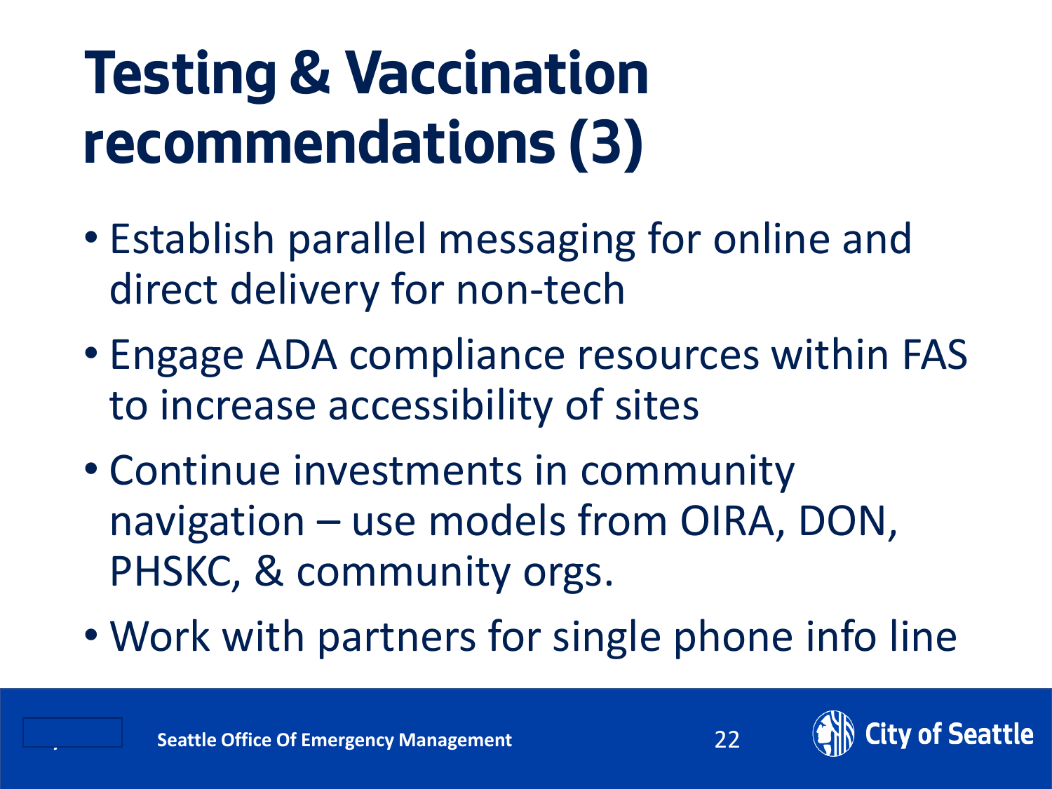# Testing & Vaccination recommendations (3)

- Establish parallel messaging for online and direct delivery for non-tech
- Engage ADA compliance resources within FAS to increase accessibility of sites
- Continue investments in community navigation – use models from OIRA, DON, PHSKC, & community orgs.
- Work with partners for single phone info line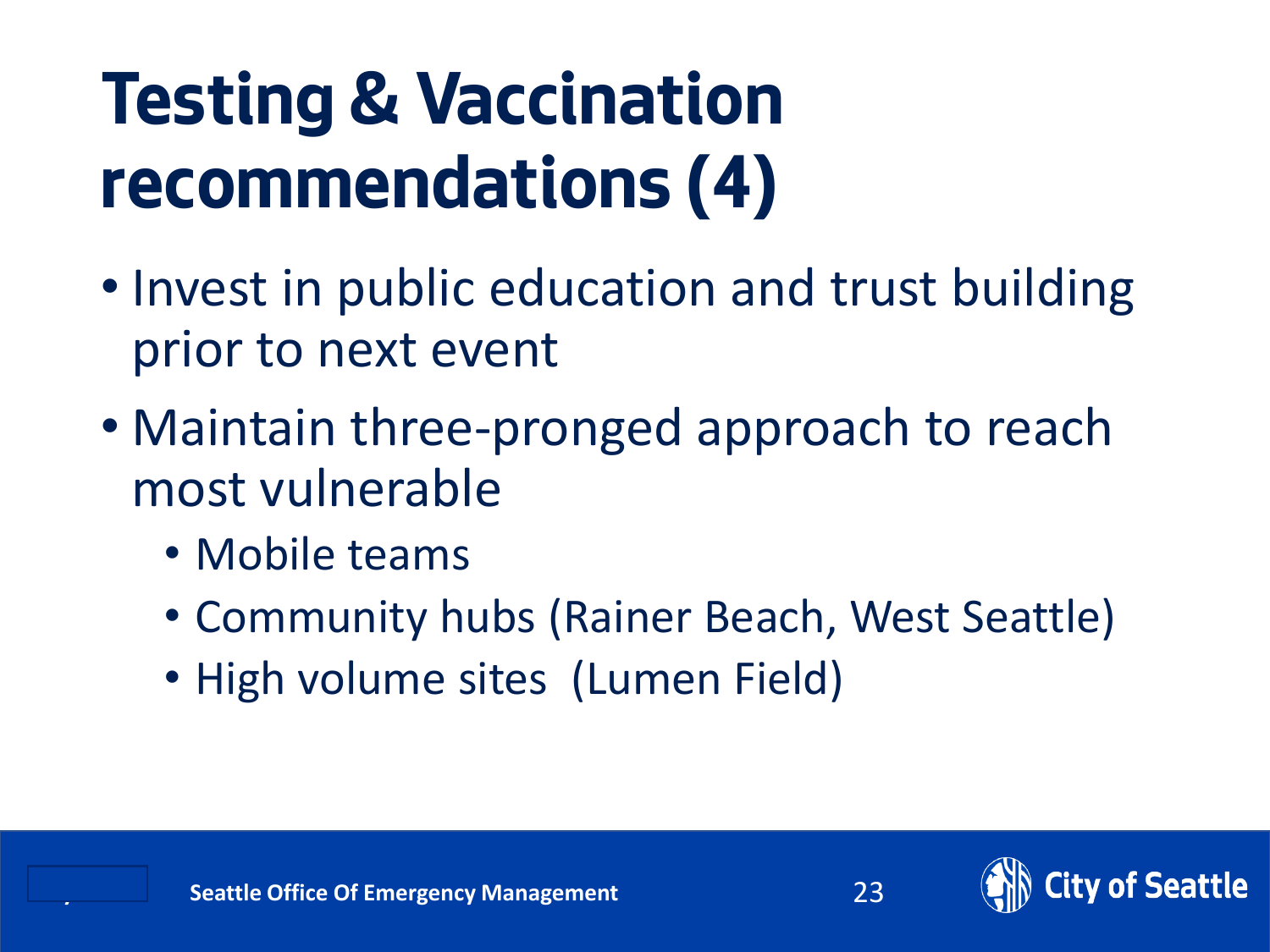# Testing & Vaccination recommendations (4)

- Invest in public education and trust building prior to next event
- Maintain three-pronged approach to reach most vulnerable
  - Mobile teams
  - Community hubs (Rainer Beach, West Seattle)
  - High volume sites (Lumen Field)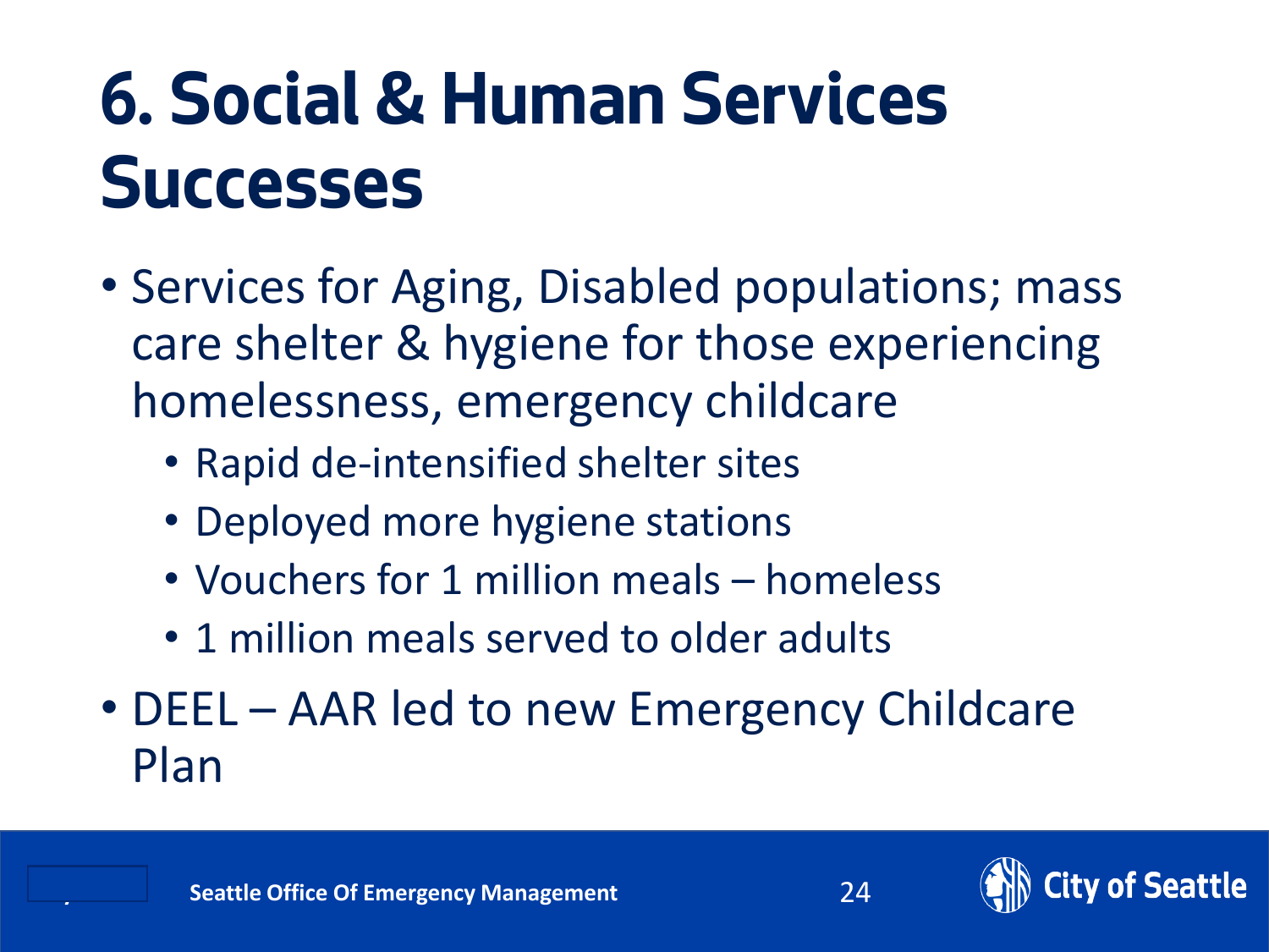# 6. Social & Human Services Successes

- Services for Aging, Disabled populations; mass care shelter & hygiene for those experiencing homelessness, emergency childcare
  - Rapid de-intensified shelter sites
  - Deployed more hygiene stations
  - Vouchers for 1 million meals – homeless
  - 1 million meals served to older adults
- DEEL – AAR led to new Emergency Childcare Plan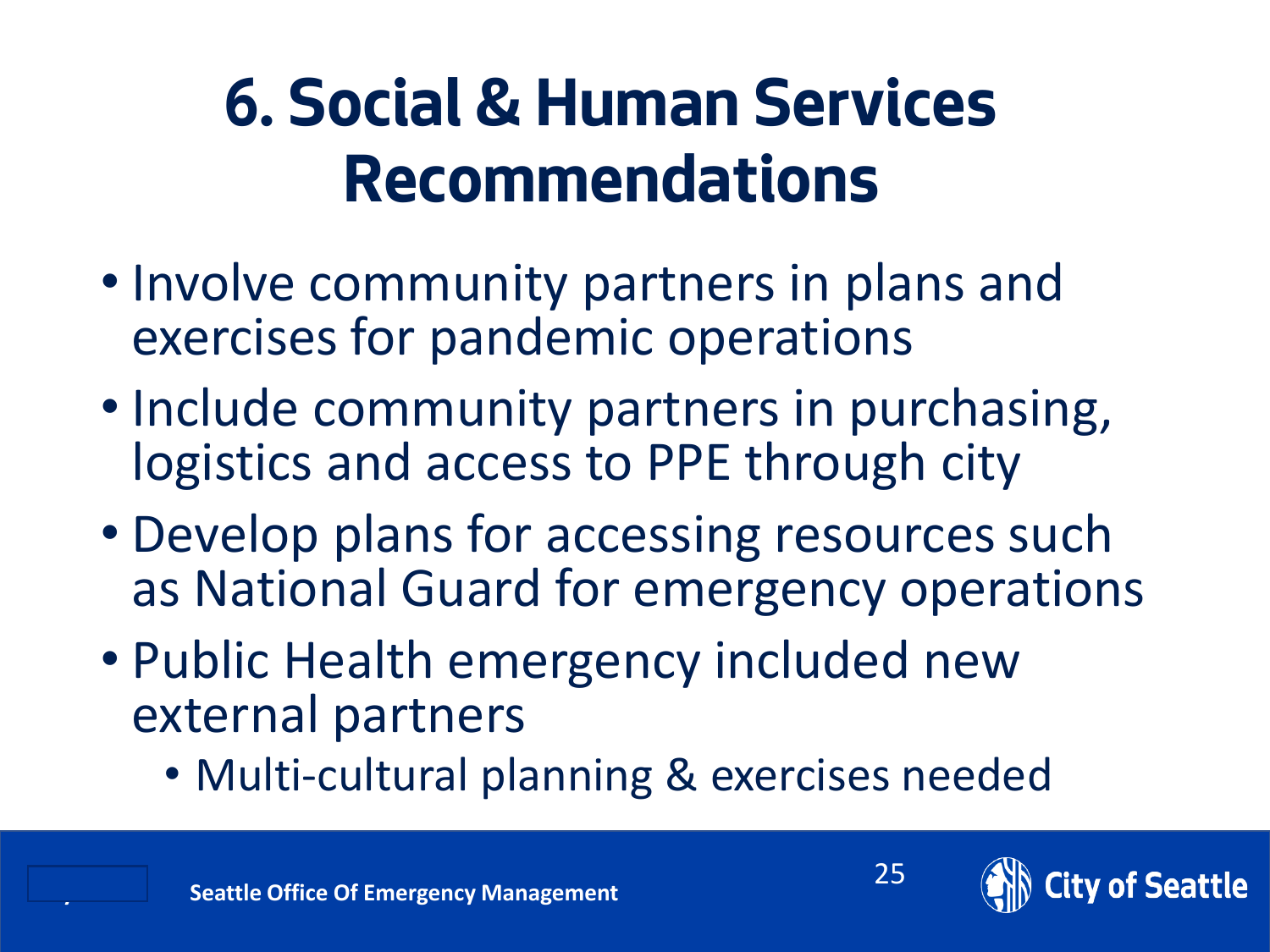# 6. Social & Human Services Recommendations

- Involve community partners in plans and exercises for pandemic operations
- Include community partners in purchasing, logistics and access to PPE through city
- Develop plans for accessing resources such as National Guard for emergency operations
- Public Health emergency included new external partners
  - Multi-cultural planning & exercises needed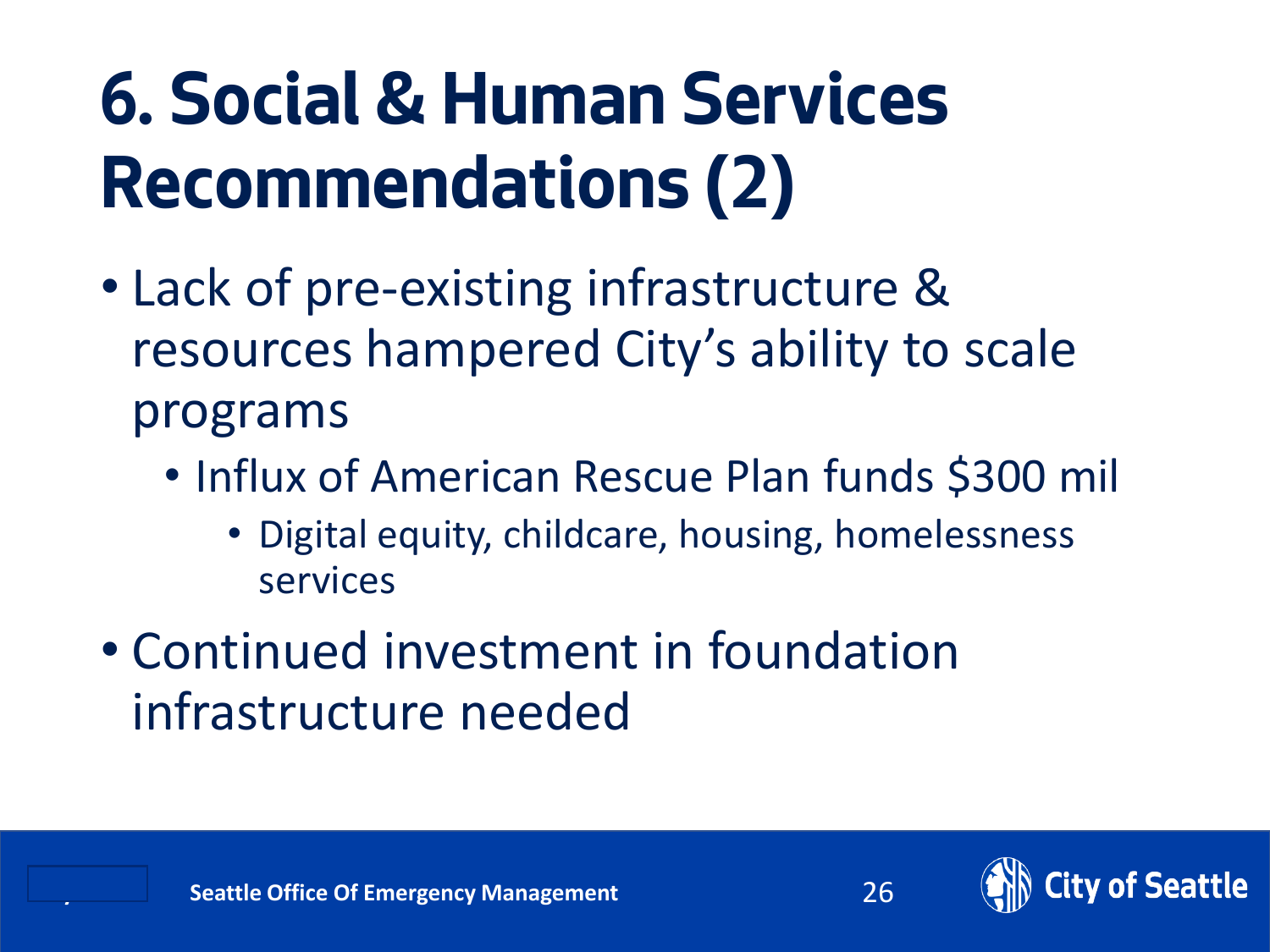# 6. Social & Human Services Recommendations (2)

- Lack of pre-existing infrastructure & resources hampered City's ability to scale programs
  - Influx of American Rescue Plan funds $300 mil
    - Digital equity, childcare, housing, homelessness services
- Continued investment in foundation infrastructure needed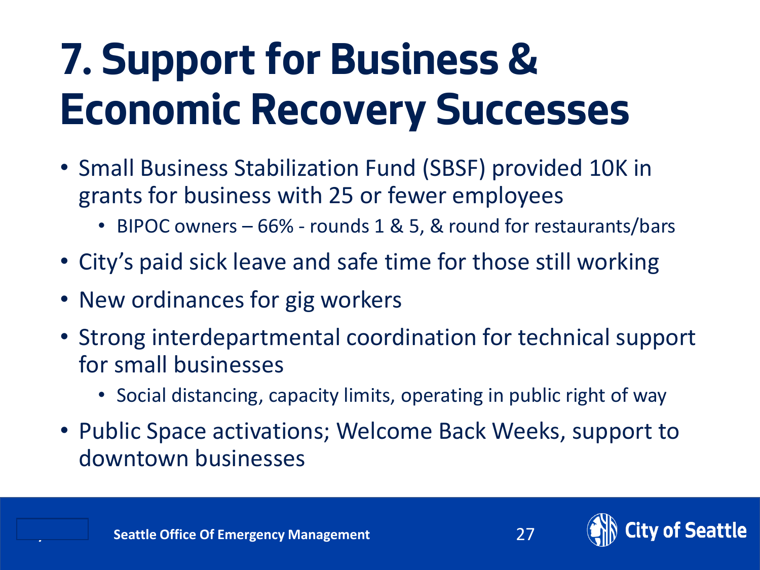# 7. Support for Business & Economic Recovery Successes

- Small Business Stabilization Fund (SBSF) provided 10K in grants for business with 25 or fewer employees
  - BIPOC owners – 66% - rounds 1 & 5, & round for restaurants/bars
- City's paid sick leave and safe time for those still working
- New ordinances for gig workers
- Strong interdepartmental coordination for technical support for small businesses
  - Social distancing, capacity limits, operating in public right of way
- Public Space activations; Welcome Back Weeks, support to downtown businesses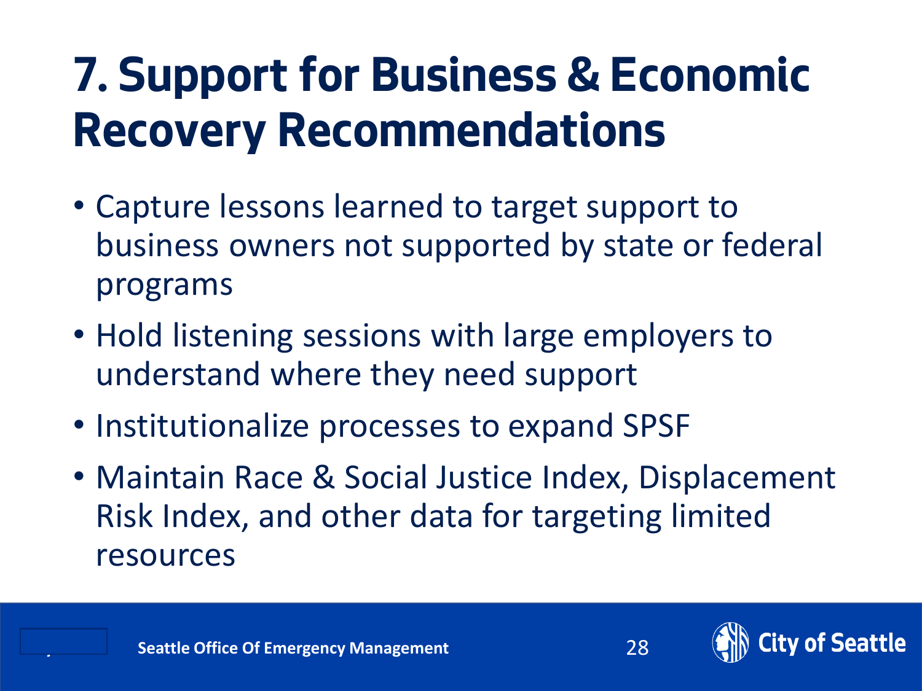# 7. Support for Business & Economic Recovery Recommendations

- Capture lessons learned to target support to business owners not supported by state or federal programs
- Hold listening sessions with large employers to understand where they need support
- Institutionalize processes to expand SPSF
- Maintain Race & Social Justice Index, Displacement Risk Index, and other data for targeting limited resources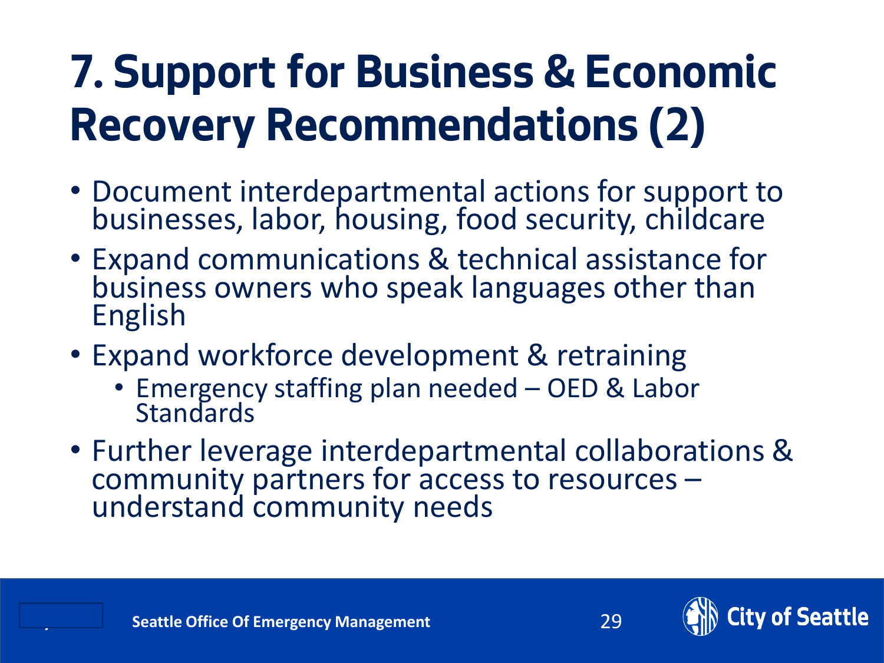# 7. Support for Business & Economic Recovery Recommendations (2)

- Document interdepartmental actions for support to businesses, labor, housing, food security, childcare
- Expand communications & technical assistance for business owners who speak languages other than English
- Expand workforce development & retraining
  - Emergency staffing plan needed – OED & Labor Standards
- Further leverage interdepartmental collaborations & community partners for access to resources – understand community needs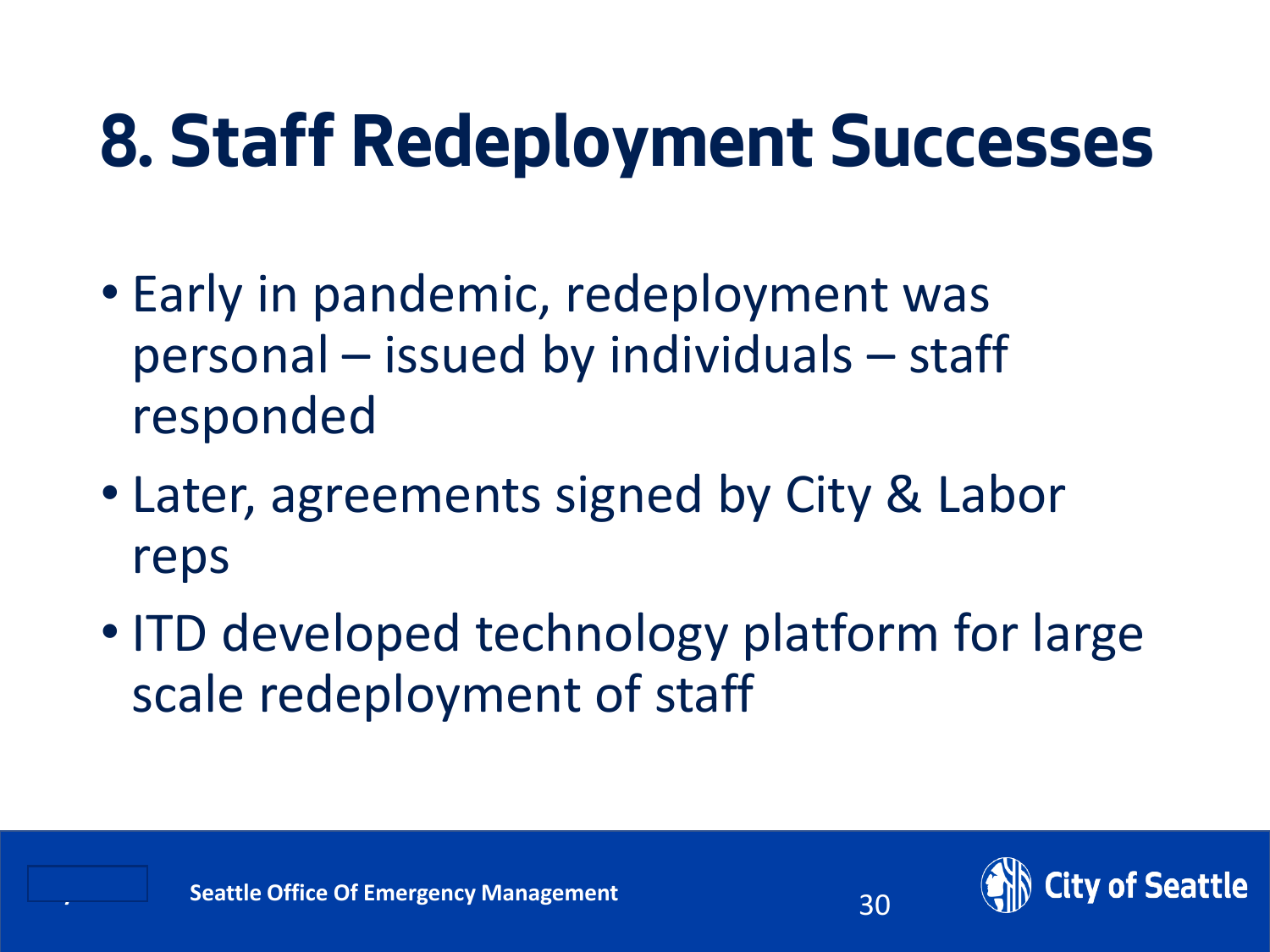# 8. Staff Redeployment Successes

- Early in pandemic, redeployment was personal – issued by individuals – staff responded
- Later, agreements signed by City & Labor reps
- ITD developed technology platform for large scale redeployment of staff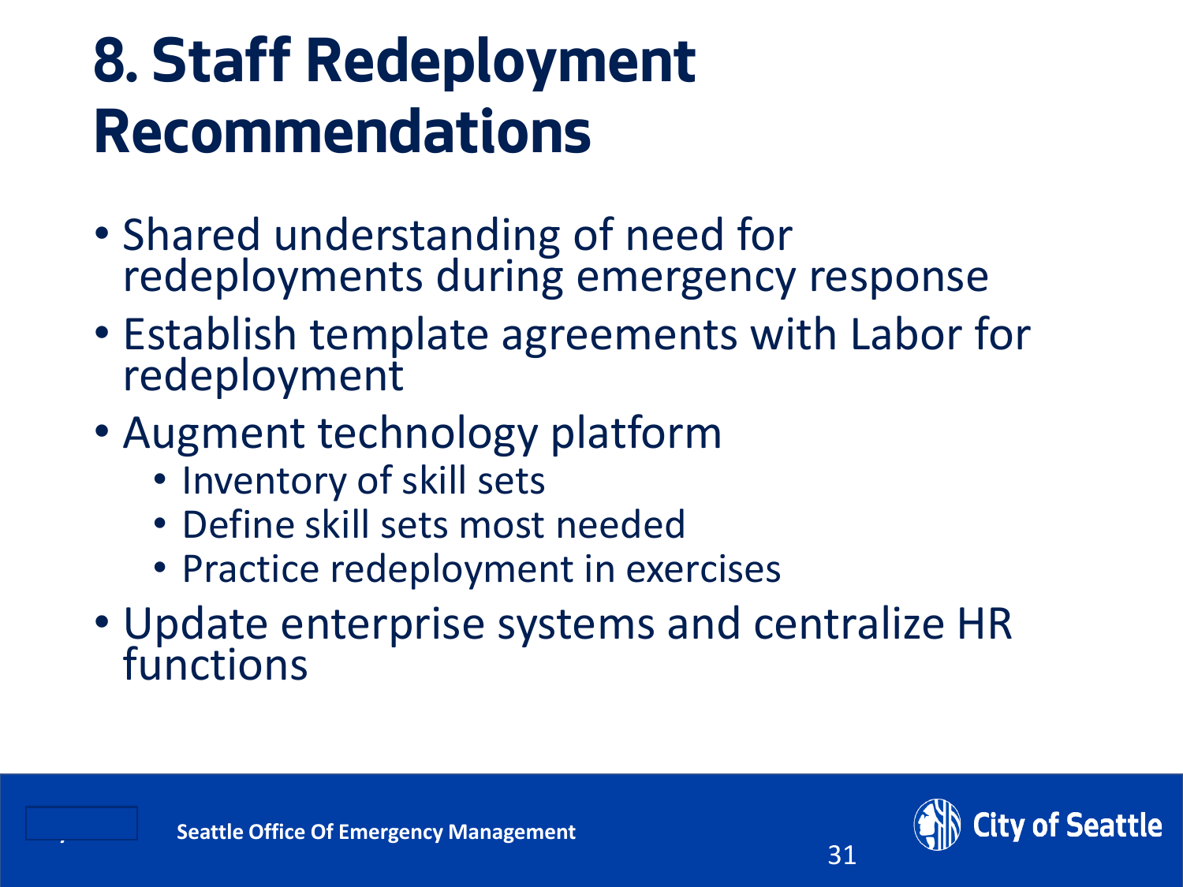# 8. Staff Redeployment Recommendations

- Shared understanding of need for redeployments during emergency response
- Establish template agreements with Labor for redeployment
- Augment technology platform
  - Inventory of skill sets
  - Define skill sets most needed
  - Practice redeployment in exercises
- Update enterprise systems and centralize HR functions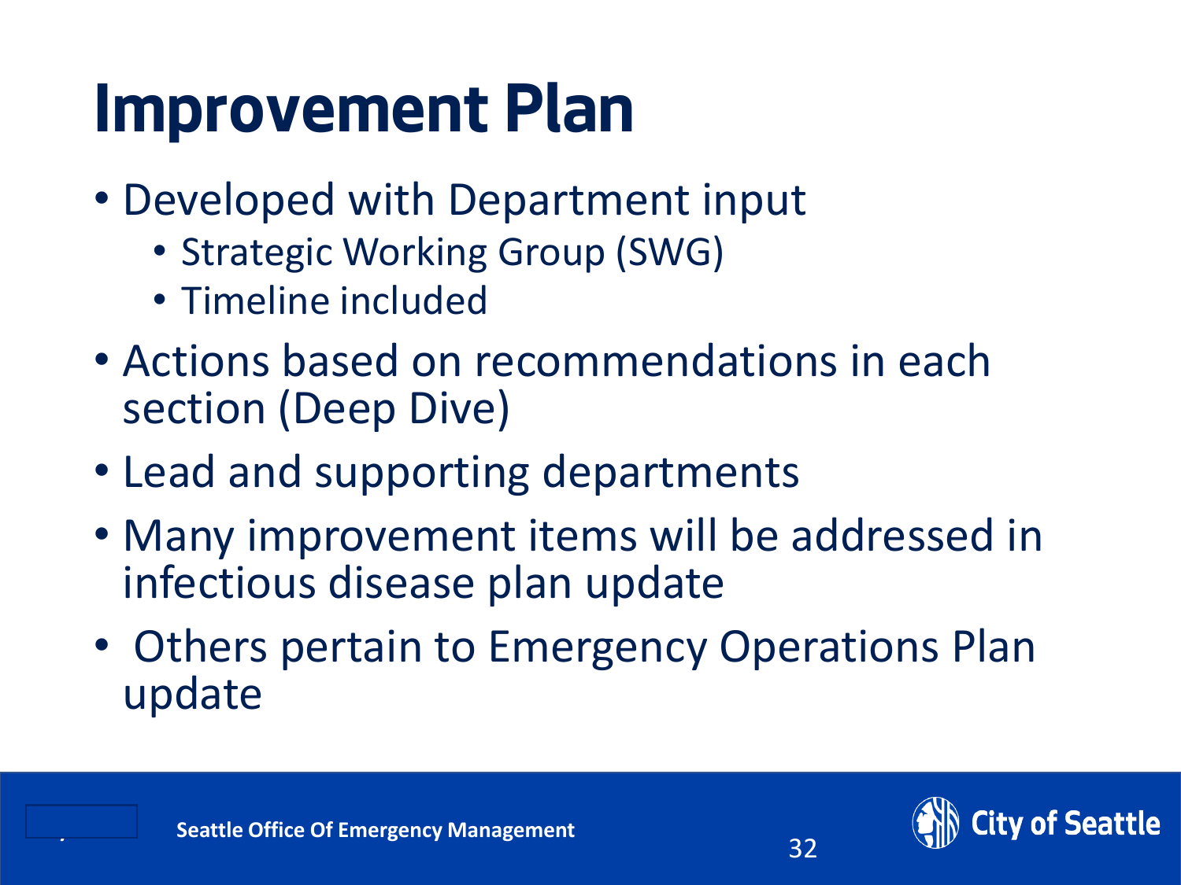# Improvement Plan

- Developed with Department input
  - Strategic Working Group (SWG)
  - Timeline included
- Actions based on recommendations in each section (Deep Dive)
- Lead and supporting departments
- Many improvement items will be addressed in infectious disease plan update
- Others pertain to Emergency Operations Plan update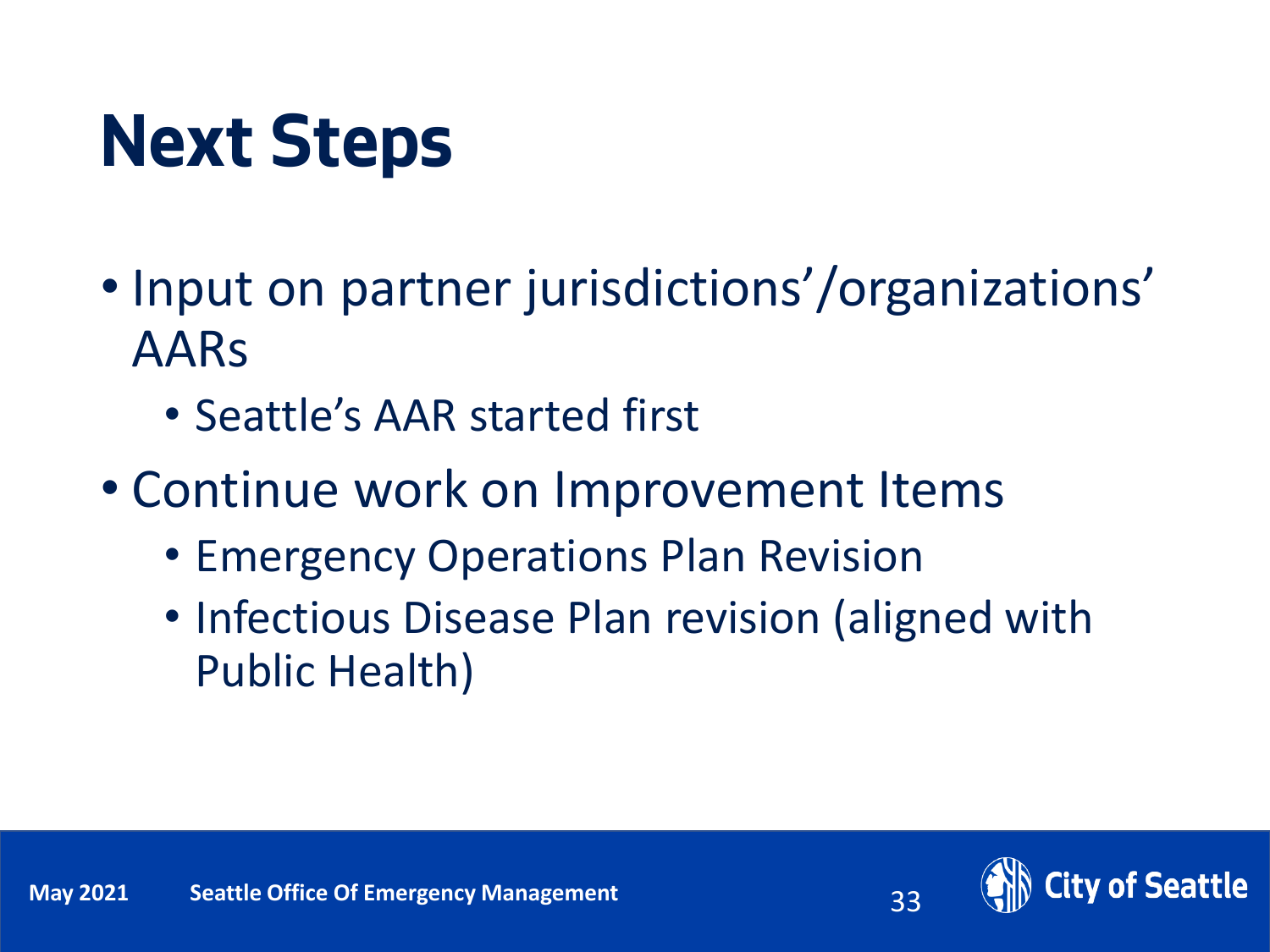# Next Steps

- Input on partner jurisdictions'/organizations' AARs
  - Seattle's AAR started first
- Continue work on Improvement Items
  - Emergency Operations Plan Revision
  - Infectious Disease Plan revision (aligned with Public Health)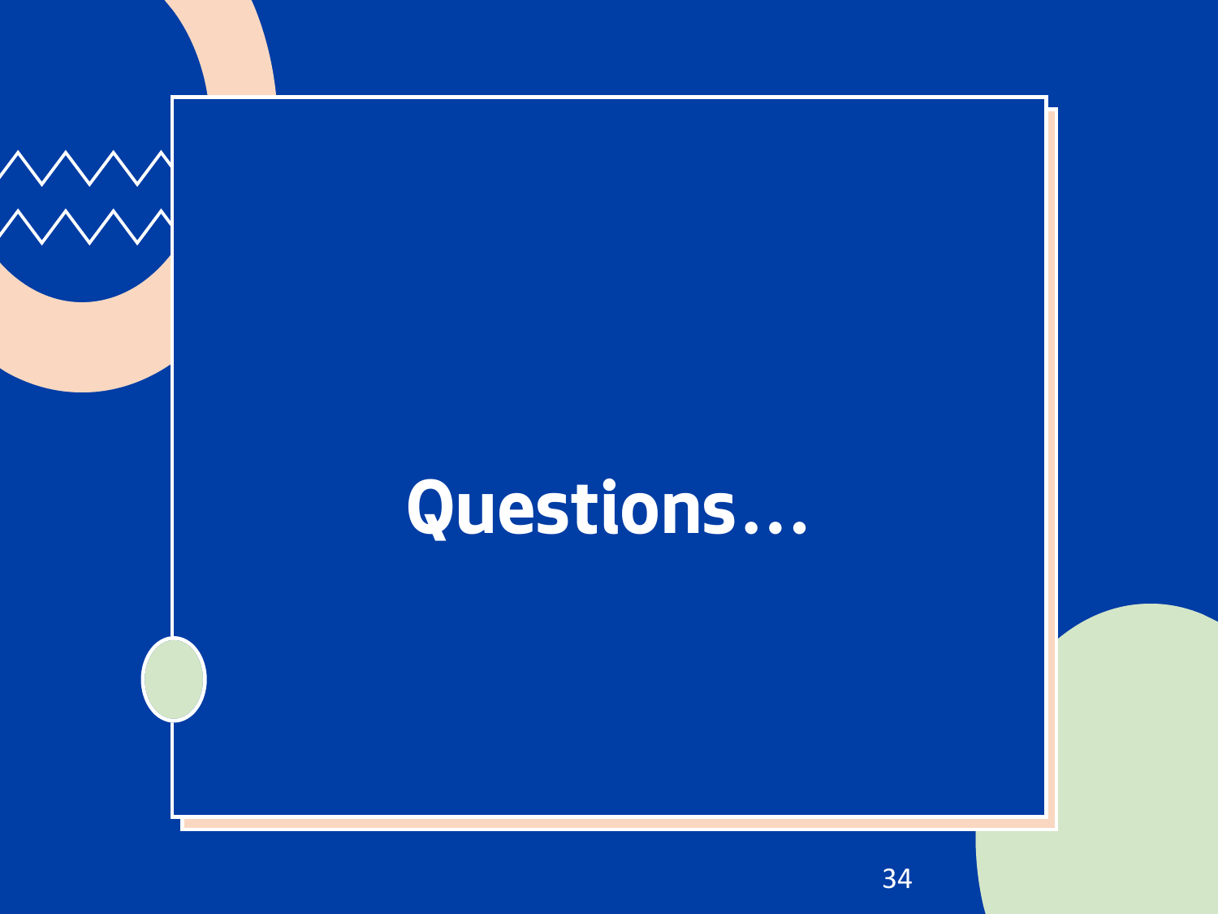# Questions…